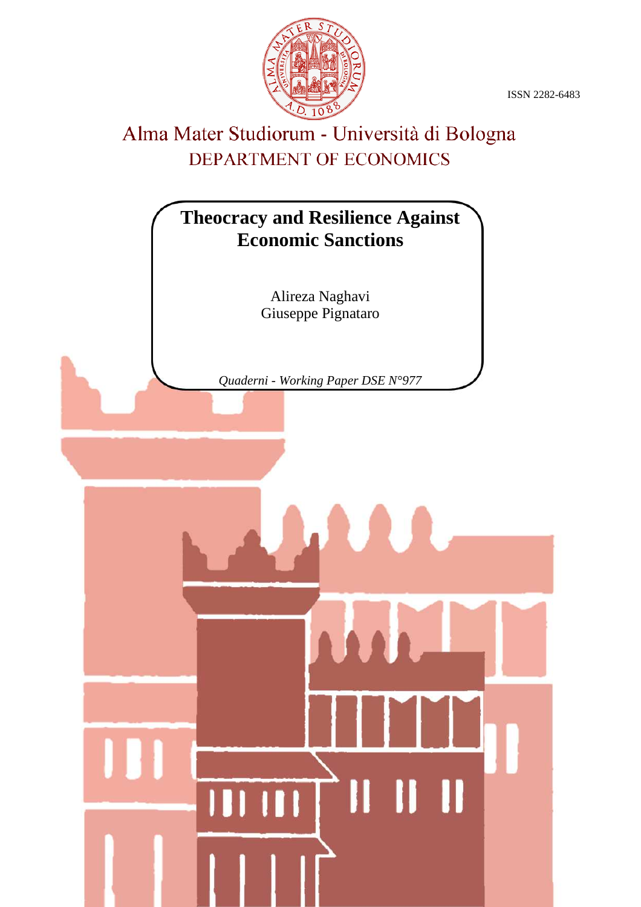ISSN 2282-6483

Alma Mater Studiorum - Università di Bologna

DEPARTMENT OF ECONOMICS

# Theocracy and Resilience Against Economic Sanctions

Alireza Naghavi

Giuseppe Pignataro

*Quaderni - Working Paper DSE N°977*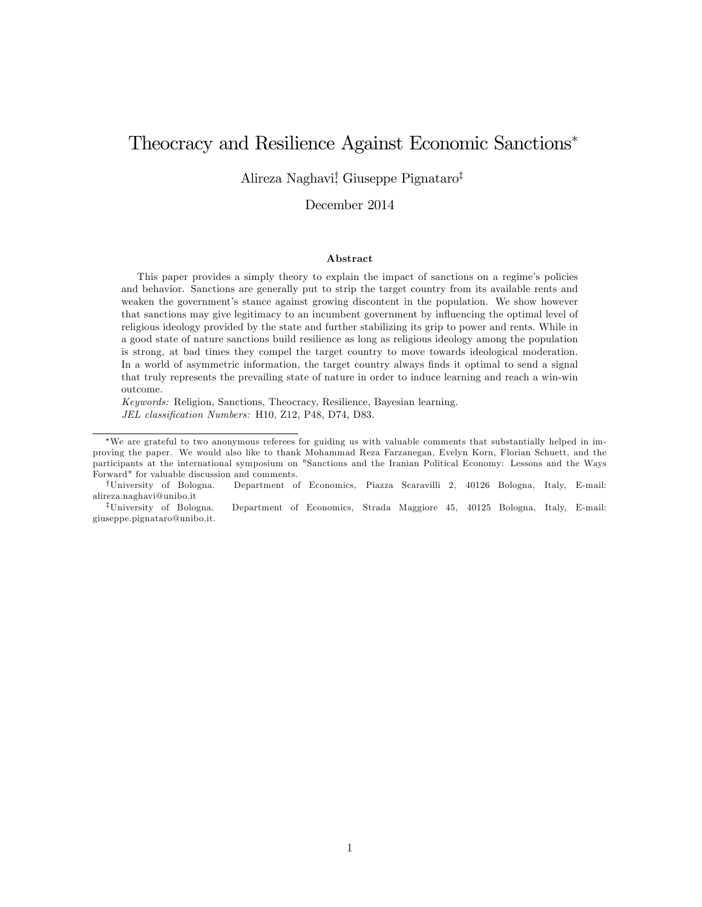# Theocracy and Resilience Against Economic Sanctions*

Alireza Naghavi[†], Giuseppe Pignataro[‡]

December 2014

### Abstract

This paper provides a simply theory to explain the impact of sanctions on a regime's policies and behavior. Sanctions are generally put to strip the target country from its available rents and weaken the government's stance against growing discontent in the population. We show however that sanctions may give legitimacy to an incumbent government by influencing the optimal level of religious ideology provided by the state and further stabilizing its grip to power and rents. While in a good state of nature sanctions build resilience as long as religious ideology among the population is strong, at bad times they compel the target country to move towards ideological moderation. In a world of asymmetric information, the target country always finds it optimal to send a signal that truly represents the prevailing state of nature in order to induce learning and reach a win-win outcome.

*Keywords:* Religion, Sanctions, Theocracy, Resilience, Bayesian learning.

*JEL classification Numbers:* H10, Z12, P48, D74, D83.

---

*We are grateful to two anonymous referees for guiding us with valuable comments that substantially helped in improving the paper. We would also like to thank Mohammad Reza Farzanegan, Evelyn Korn, Florian Schuett, and the participants at the international symposium on "Sanctions and the Iranian Political Economy: Lessons and the Ways Forward" for valuable discussion and comments.

[†]University of Bologna. Department of Economics, Piazza Scaravilli 2, 40126 Bologna, Italy, E-mail: alireza.naghavi@unibo.it

[‡]University of Bologna. Department of Economics, Strada Maggiore 45, 40125 Bologna, Italy, E-mail: giuseppe.pignataro@unibo.it.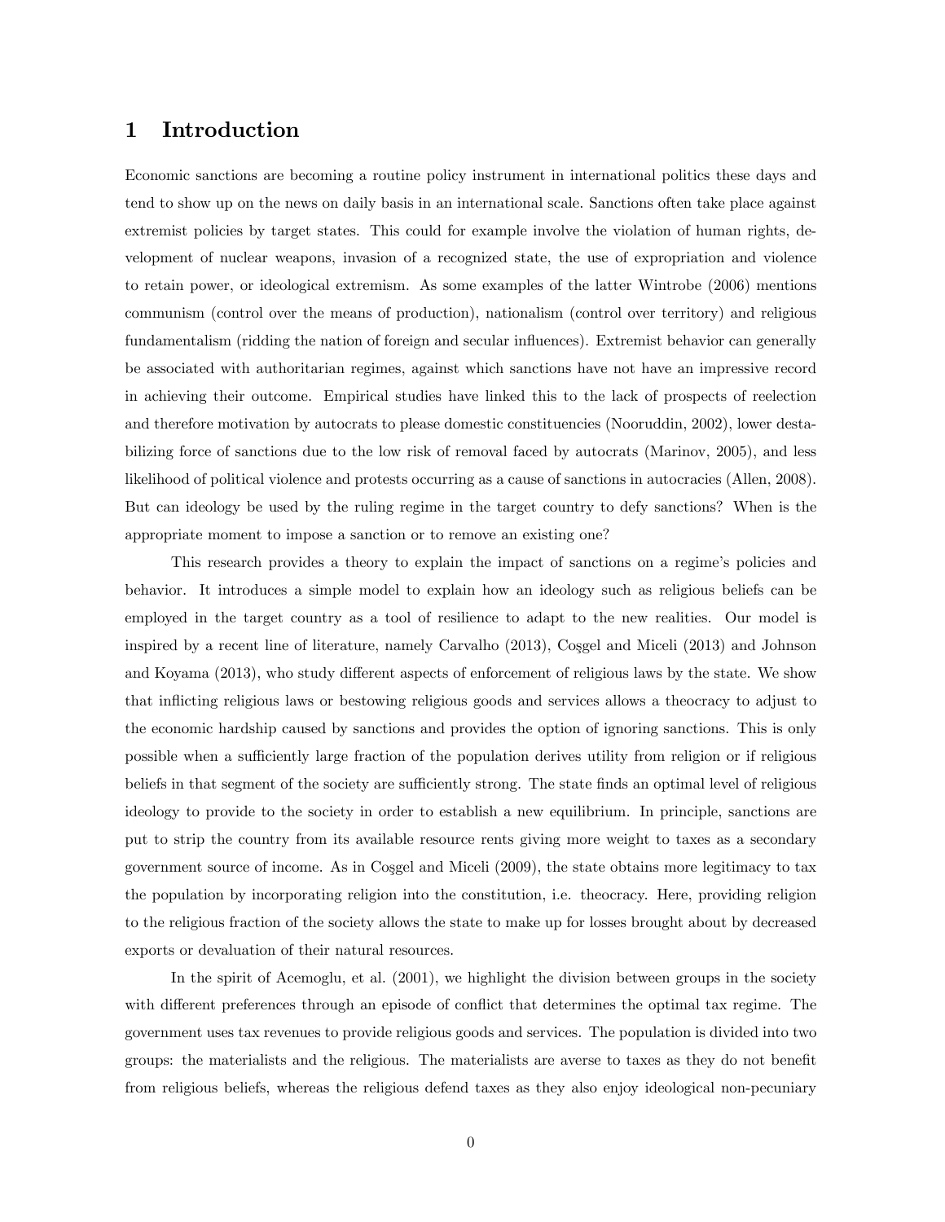# 1 Introduction

Economic sanctions are becoming a routine policy instrument in international politics these days and tend to show up on the news on daily basis in an international scale. Sanctions often take place against extremist policies by target states. This could for example involve the violation of human rights, development of nuclear weapons, invasion of a recognized state, the use of expropriation and violence to retain power, or ideological extremism. As some examples of the latter Wintrobe (2006) mentions communism (control over the means of production), nationalism (control over territory) and religious fundamentalism (ridding the nation of foreign and secular influences). Extremist behavior can generally be associated with authoritarian regimes, against which sanctions have not have an impressive record in achieving their outcome. Empirical studies have linked this to the lack of prospects of reelection and therefore motivation by autocrats to please domestic constituencies (Nooruddin, 2002), lower destabilizing force of sanctions due to the low risk of removal faced by autocrats (Marinov, 2005), and less likelihood of political violence and protests occurring as a cause of sanctions in autocracies (Allen, 2008). But can ideology be used by the ruling regime in the target country to defy sanctions? When is the appropriate moment to impose a sanction or to remove an existing one?

This research provides a theory to explain the impact of sanctions on a regime's policies and behavior. It introduces a simple model to explain how an ideology such as religious beliefs can be employed in the target country as a tool of resilience to adapt to the new realities. Our model is inspired by a recent line of literature, namely Carvalho (2013), Coşgel and Miceli (2013) and Johnson and Koyama (2013), who study different aspects of enforcement of religious laws by the state. We show that inflicting religious laws or bestowing religious goods and services allows a theocracy to adjust to the economic hardship caused by sanctions and provides the option of ignoring sanctions. This is only possible when a sufficiently large fraction of the population derives utility from religion or if religious beliefs in that segment of the society are sufficiently strong. The state finds an optimal level of religious ideology to provide to the society in order to establish a new equilibrium. In principle, sanctions are put to strip the country from its available resource rents giving more weight to taxes as a secondary government source of income. As in Coşgel and Miceli (2009), the state obtains more legitimacy to tax the population by incorporating religion into the constitution, i.e. theocracy. Here, providing religion to the religious fraction of the society allows the state to make up for losses brought about by decreased exports or devaluation of their natural resources.

In the spirit of Acemoglu, et al. (2001), we highlight the division between groups in the society with different preferences through an episode of conflict that determines the optimal tax regime. The government uses tax revenues to provide religious goods and services. The population is divided into two groups: the materialists and the religious. The materialists are averse to taxes as they do not benefit from religious beliefs, whereas the religious defend taxes as they also enjoy ideological non-pecuniary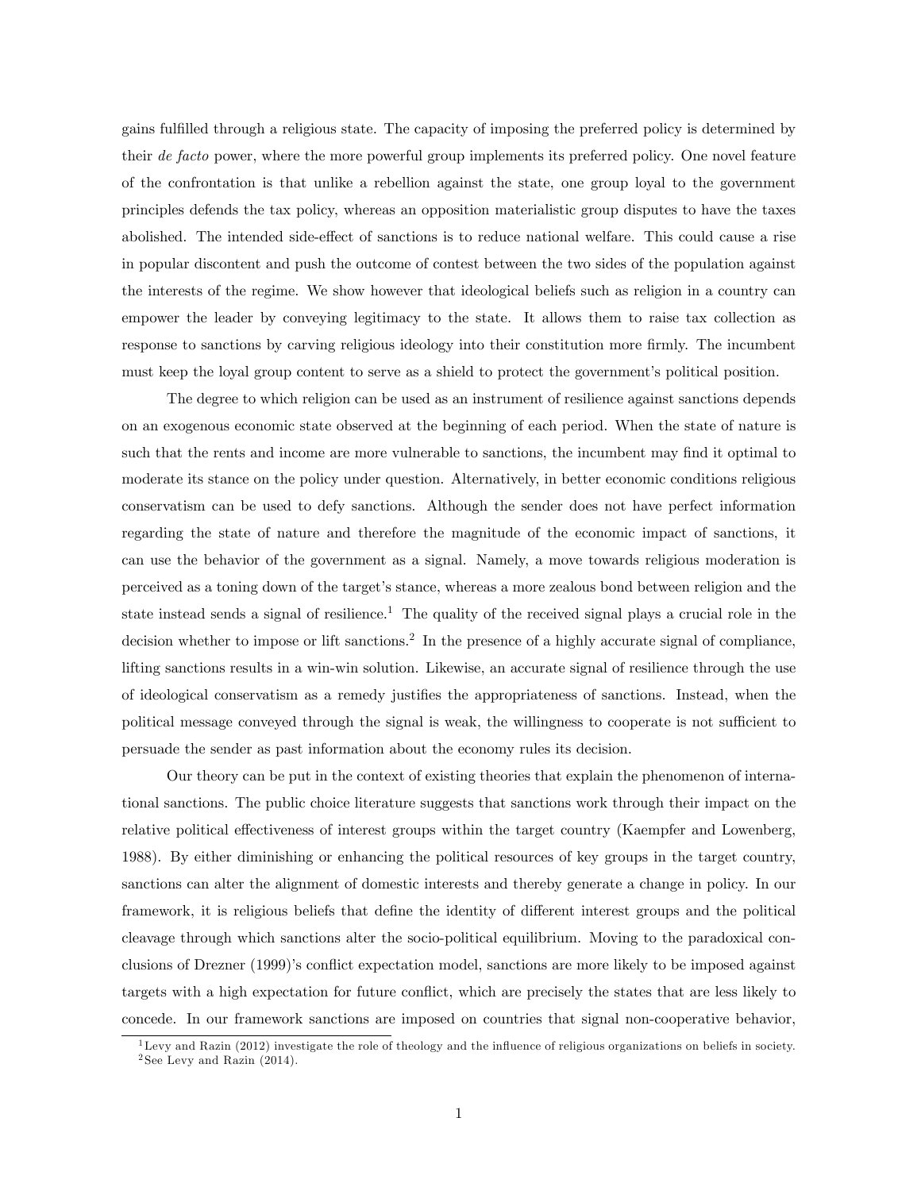gains fulfilled through a religious state. The capacity of imposing the preferred policy is determined by their *de facto* power, where the more powerful group implements its preferred policy. One novel feature of the confrontation is that unlike a rebellion against the state, one group loyal to the government principles defends the tax policy, whereas an opposition materialistic group disputes to have the taxes abolished. The intended side-effect of sanctions is to reduce national welfare. This could cause a rise in popular discontent and push the outcome of contest between the two sides of the population against the interests of the regime. We show however that ideological beliefs such as religion in a country can empower the leader by conveying legitimacy to the state. It allows them to raise tax collection as response to sanctions by carving religious ideology into their constitution more firmly. The incumbent must keep the loyal group content to serve as a shield to protect the government's political position.

The degree to which religion can be used as an instrument of resilience against sanctions depends on an exogenous economic state observed at the beginning of each period. When the state of nature is such that the rents and income are more vulnerable to sanctions, the incumbent may find it optimal to moderate its stance on the policy under question. Alternatively, in better economic conditions religious conservatism can be used to defy sanctions. Although the sender does not have perfect information regarding the state of nature and therefore the magnitude of the economic impact of sanctions, it can use the behavior of the government as a signal. Namely, a move towards religious moderation is perceived as a toning down of the target's stance, whereas a more zealous bond between religion and the state instead sends a signal of resilience.[1] The quality of the received signal plays a crucial role in the decision whether to impose or lift sanctions.[2] In the presence of a highly accurate signal of compliance, lifting sanctions results in a win-win solution. Likewise, an accurate signal of resilience through the use of ideological conservatism as a remedy justifies the appropriateness of sanctions. Instead, when the political message conveyed through the signal is weak, the willingness to cooperate is not sufficient to persuade the sender as past information about the economy rules its decision.

Our theory can be put in the context of existing theories that explain the phenomenon of international sanctions. The public choice literature suggests that sanctions work through their impact on the relative political effectiveness of interest groups within the target country (Kaempfer and Lowenberg, 1988). By either diminishing or enhancing the political resources of key groups in the target country, sanctions can alter the alignment of domestic interests and thereby generate a change in policy. In our framework, it is religious beliefs that define the identity of different interest groups and the political cleavage through which sanctions alter the socio-political equilibrium. Moving to the paradoxical conclusions of Drezner (1999)'s conflict expectation model, sanctions are more likely to be imposed against targets with a high expectation for future conflict, which are precisely the states that are less likely to concede. In our framework sanctions are imposed on countries that signal non-cooperative behavior,

[1] Levy and Razin (2012) investigate the role of theology and the influence of religious organizations on beliefs in society.

[2] See Levy and Razin (2014).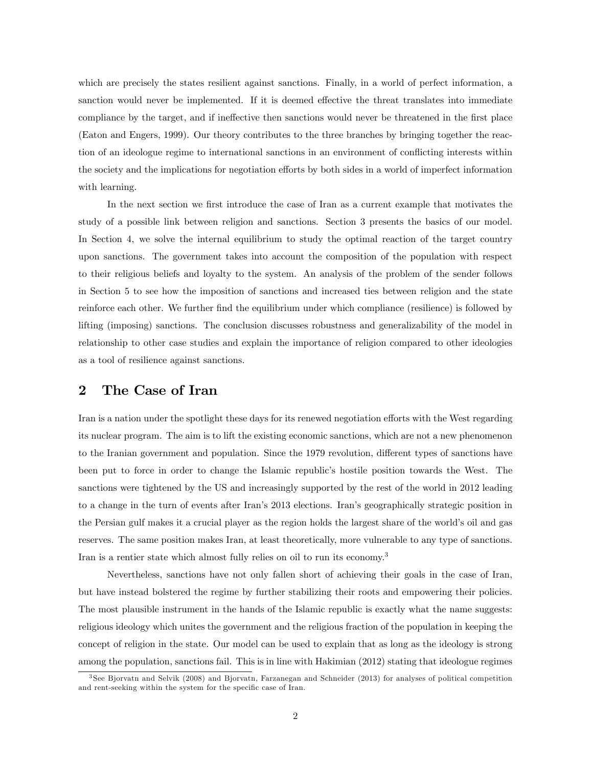which are precisely the states resilient against sanctions. Finally, in a world of perfect information, a sanction would never be implemented. If it is deemed effective the threat translates into immediate compliance by the target, and if ineffective then sanctions would never be threatened in the first place (Eaton and Engers, 1999). Our theory contributes to the three branches by bringing together the reaction of an ideologue regime to international sanctions in an environment of conflicting interests within the society and the implications for negotiation efforts by both sides in a world of imperfect information with learning.

In the next section we first introduce the case of Iran as a current example that motivates the study of a possible link between religion and sanctions. Section 3 presents the basics of our model. In Section 4, we solve the internal equilibrium to study the optimal reaction of the target country upon sanctions. The government takes into account the composition of the population with respect to their religious beliefs and loyalty to the system. An analysis of the problem of the sender follows in Section 5 to see how the imposition of sanctions and increased ties between religion and the state reinforce each other. We further find the equilibrium under which compliance (resilience) is followed by lifting (imposing) sanctions. The conclusion discusses robustness and generalizability of the model in relationship to other case studies and explain the importance of religion compared to other ideologies as a tool of resilience against sanctions.

## 2 The Case of Iran

Iran is a nation under the spotlight these days for its renewed negotiation efforts with the West regarding its nuclear program. The aim is to lift the existing economic sanctions, which are not a new phenomenon to the Iranian government and population. Since the 1979 revolution, different types of sanctions have been put to force in order to change the Islamic republic's hostile position towards the West. The sanctions were tightened by the US and increasingly supported by the rest of the world in 2012 leading to a change in the turn of events after Iran's 2013 elections. Iran's geographically strategic position in the Persian gulf makes it a crucial player as the region holds the largest share of the world's oil and gas reserves. The same position makes Iran, at least theoretically, more vulnerable to any type of sanctions. Iran is a rentier state which almost fully relies on oil to run its economy.[3]

Nevertheless, sanctions have not only fallen short of achieving their goals in the case of Iran, but have instead bolstered the regime by further stabilizing their roots and empowering their policies. The most plausible instrument in the hands of the Islamic republic is exactly what the name suggests: religious ideology which unites the government and the religious fraction of the population in keeping the concept of religion in the state. Our model can be used to explain that as long as the ideology is strong among the population, sanctions fail. This is in line with Hakimian (2012) stating that ideologue regimes

[3] See Bjorvatn and Selvik (2008) and Bjorvatn, Farzanegan and Schneider (2013) for analyses of political competition and rent-seeking within the system for the specific case of Iran.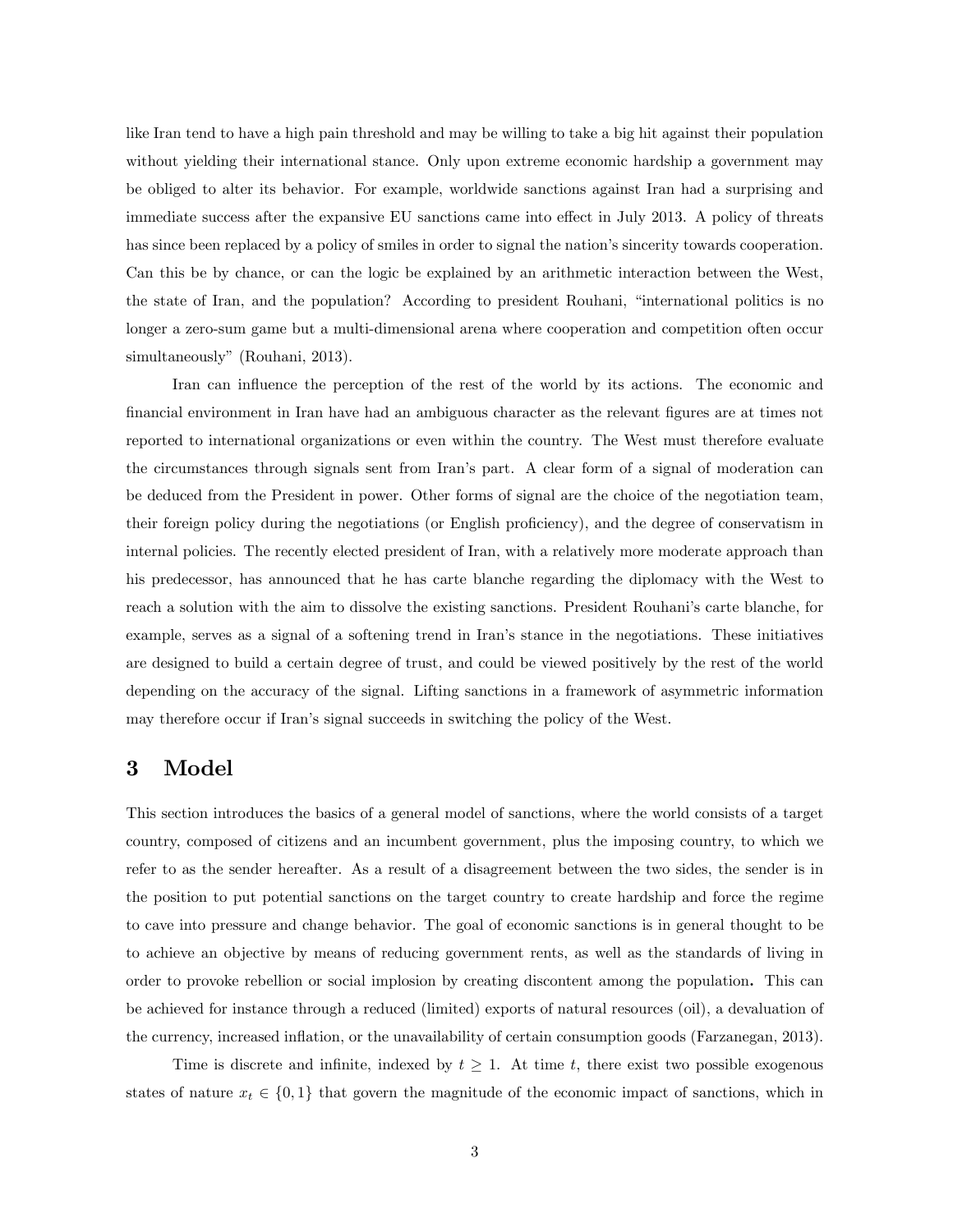like Iran tend to have a high pain threshold and may be willing to take a big hit against their population without yielding their international stance. Only upon extreme economic hardship a government may be obliged to alter its behavior. For example, worldwide sanctions against Iran had a surprising and immediate success after the expansive EU sanctions came into effect in July 2013. A policy of threats has since been replaced by a policy of smiles in order to signal the nation's sincerity towards cooperation. Can this be by chance, or can the logic be explained by an arithmetic interaction between the West, the state of Iran, and the population? According to president Rouhani, "international politics is no longer a zero-sum game but a multi-dimensional arena where cooperation and competition often occur simultaneously" (Rouhani, 2013).

Iran can influence the perception of the rest of the world by its actions. The economic and financial environment in Iran have had an ambiguous character as the relevant figures are at times not reported to international organizations or even within the country. The West must therefore evaluate the circumstances through signals sent from Iran's part. A clear form of a signal of moderation can be deduced from the President in power. Other forms of signal are the choice of the negotiation team, their foreign policy during the negotiations (or English proficiency), and the degree of conservatism in internal policies. The recently elected president of Iran, with a relatively more moderate approach than his predecessor, has announced that he has carte blanche regarding the diplomacy with the West to reach a solution with the aim to dissolve the existing sanctions. President Rouhani's carte blanche, for example, serves as a signal of a softening trend in Iran's stance in the negotiations. These initiatives are designed to build a certain degree of trust, and could be viewed positively by the rest of the world depending on the accuracy of the signal. Lifting sanctions in a framework of asymmetric information may therefore occur if Iran's signal succeeds in switching the policy of the West.

# 3 Model

This section introduces the basics of a general model of sanctions, where the world consists of a target country, composed of citizens and an incumbent government, plus the imposing country, to which we refer to as the sender hereafter. As a result of a disagreement between the two sides, the sender is in the position to put potential sanctions on the target country to create hardship and force the regime to cave into pressure and change behavior. The goal of economic sanctions is in general thought to be to achieve an objective by means of reducing government rents, as well as the standards of living in order to provoke rebellion or social implosion by creating discontent among the population. This can be achieved for instance through a reduced (limited) exports of natural resources (oil), a devaluation of the currency, increased inflation, or the unavailability of certain consumption goods (Farzanegan, 2013).

Time is discrete and infinite, indexed by $t \geq 1$. At time $t$, there exist two possible exogenous states of nature $x_t \in \{0, 1\}$ that govern the magnitude of the economic impact of sanctions, which in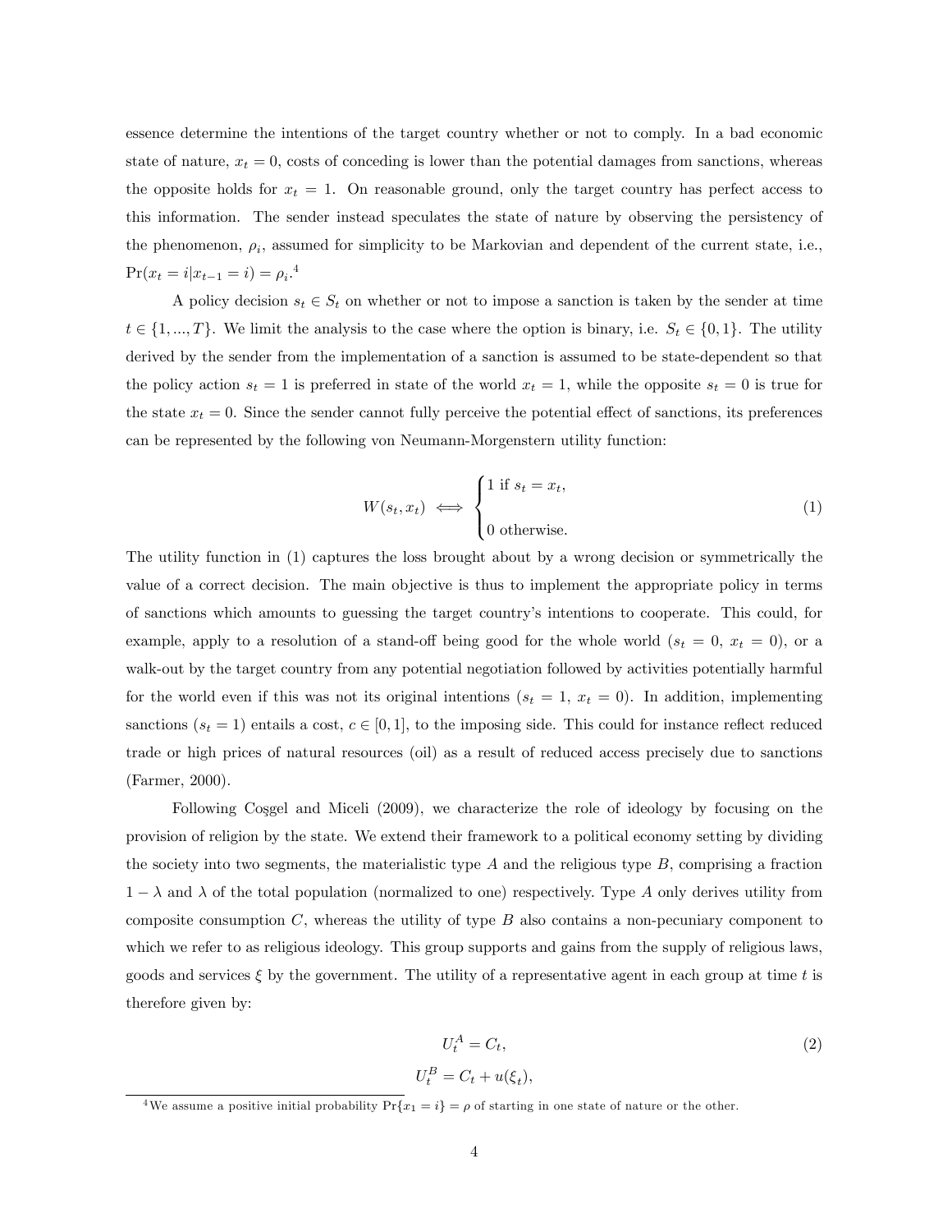essence determine the intentions of the target country whether or not to comply. In a bad economic state of nature, $x_t = 0$, costs of conceding is lower than the potential damages from sanctions, whereas the opposite holds for $x_t = 1$. On reasonable ground, only the target country has perfect access to this information. The sender instead speculates the state of nature by observing the persistency of the phenomenon, $\rho_i$, assumed for simplicity to be Markovian and dependent of the current state, i.e., $\Pr(x_t = i | x_{t-1} = i) = \rho_i$.[4]

A policy decision $s_t \in S_t$ on whether or not to impose a sanction is taken by the sender at time $t \in \{1, ..., T\}$. We limit the analysis to the case where the option is binary, i.e. $S_t \in \{0, 1\}$. The utility derived by the sender from the implementation of a sanction is assumed to be state-dependent so that the policy action $s_t = 1$ is preferred in state of the world $x_t = 1$, while the opposite $s_t = 0$ is true for the state $x_t = 0$. Since the sender cannot fully perceive the potential effect of sanctions, its preferences can be represented by the following von Neumann-Morgenstern utility function:

$$W(s_t, x_t) \iff \begin{cases} 1 \text{ if } s_t = x_t, \\ \\ 0 \text{ otherwise.} \end{cases} \tag{1}$$

The utility function in (1) captures the loss brought about by a wrong decision or symmetrically the value of a correct decision. The main objective is thus to implement the appropriate policy in terms of sanctions which amounts to guessing the target country's intentions to cooperate. This could, for example, apply to a resolution of a stand-off being good for the whole world ($s_t = 0$, $x_t = 0$), or a walk-out by the target country from any potential negotiation followed by activities potentially harmful for the world even if this was not its original intentions ($s_t = 1$, $x_t = 0$). In addition, implementing sanctions ($s_t = 1$) entails a cost, $c \in [0, 1]$, to the imposing side. This could for instance reflect reduced trade or high prices of natural resources (oil) as a result of reduced access precisely due to sanctions (Farmer, 2000).

Following Coşgel and Miceli (2009), we characterize the role of ideology by focusing on the provision of religion by the state. We extend their framework to a political economy setting by dividing the society into two segments, the materialistic type $A$ and the religious type $B$, comprising a fraction $1 - \lambda$ and $\lambda$ of the total population (normalized to one) respectively. Type $A$ only derives utility from composite consumption $C$, whereas the utility of type $B$ also contains a non-pecuniary component to which we refer to as religious ideology. This group supports and gains from the supply of religious laws, goods and services $\xi$ by the government. The utility of a representative agent in each group at time $t$ is therefore given by:

$$\begin{aligned} U_t^A &= C_t, \\ U_t^B &= C_t + u(\xi_t), \end{aligned} \tag{2}$$

[4] We assume a positive initial probability $\Pr\{x_1 = i\} = \rho$ of starting in one state of nature or the other.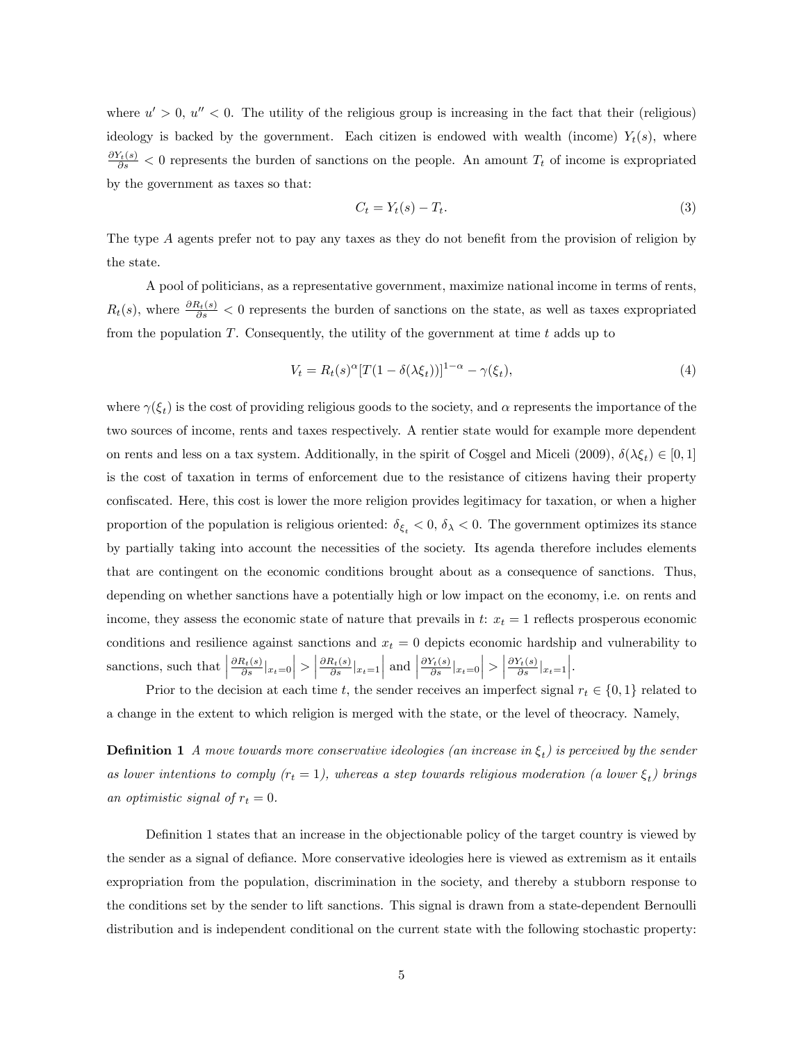where $u' > 0$, $u'' < 0$. The utility of the religious group is increasing in the fact that their (religious) ideology is backed by the government. Each citizen is endowed with wealth (income) $Y_t(s)$, where $\frac{\partial Y_t(s)}{\partial s} < 0$ represents the burden of sanctions on the people. An amount $T_t$ of income is expropriated by the government as taxes so that:

$$C_t = Y_t(s) - T_t. \tag{3}$$

The type $A$ agents prefer not to pay any taxes as they do not benefit from the provision of religion by the state.

A pool of politicians, as a representative government, maximize national income in terms of rents, $R_t(s)$, where $\frac{\partial R_t(s)}{\partial s} < 0$ represents the burden of sanctions on the state, as well as taxes expropriated from the population $T$. Consequently, the utility of the government at time $t$ adds up to

$$V_t = R_t(s)^{\alpha}[T(1 - \delta(\lambda\xi_t))]^{1-\alpha} - \gamma(\xi_t), \tag{4}$$

where $\gamma(\xi_t)$ is the cost of providing religious goods to the society, and $\alpha$ represents the importance of the two sources of income, rents and taxes respectively. A rentier state would for example more dependent on rents and less on a tax system. Additionally, in the spirit of Coşgel and Miceli (2009), $\delta(\lambda\xi_t) \in [0, 1]$ is the cost of taxation in terms of enforcement due to the resistance of citizens having their property confiscated. Here, this cost is lower the more religion provides legitimacy for taxation, or when a higher proportion of the population is religious oriented: $\delta_{\xi_t} < 0$, $\delta_{\lambda} < 0$. The government optimizes its stance by partially taking into account the necessities of the society. Its agenda therefore includes elements that are contingent on the economic conditions brought about as a consequence of sanctions. Thus, depending on whether sanctions have a potentially high or low impact on the economy, i.e. on rents and income, they assess the economic state of nature that prevails in $t$: $x_t = 1$ reflects prosperous economic conditions and resilience against sanctions and $x_t = 0$ depicts economic hardship and vulnerability to sanctions, such that $\left|\frac{\partial R_t(s)}{\partial s}|_{x_t=0}\right| > \left|\frac{\partial R_t(s)}{\partial s}|_{x_t=1}\right|$ and $\left|\frac{\partial Y_t(s)}{\partial s}|_{x_t=0}\right| > \left|\frac{\partial Y_t(s)}{\partial s}|_{x_t=1}\right|$.

Prior to the decision at each time $t$, the sender receives an imperfect signal $r_t \in \{0, 1\}$ related to a change in the extent to which religion is merged with the state, or the level of theocracy. Namely,

**Definition 1** *A move towards more conservative ideologies (an increase in $\xi_t$) is perceived by the sender as lower intentions to comply ($r_t = 1$), whereas a step towards religious moderation (a lower $\xi_t$) brings an optimistic signal of $r_t = 0$.*

Definition 1 states that an increase in the objectionable policy of the target country is viewed by the sender as a signal of defiance. More conservative ideologies here is viewed as extremism as it entails expropriation from the population, discrimination in the society, and thereby a stubborn response to the conditions set by the sender to lift sanctions. This signal is drawn from a state-dependent Bernoulli distribution and is independent conditional on the current state with the following stochastic property: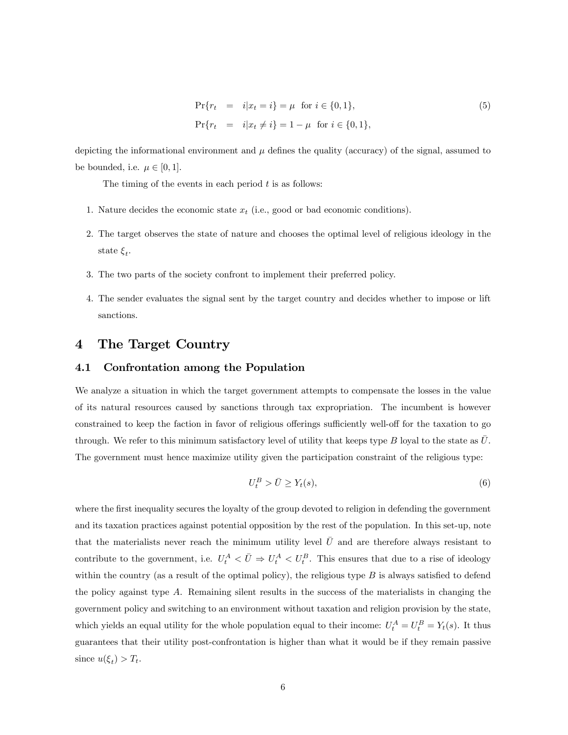$$
\begin{aligned}
\Pr\{r_t &= i | x_t = i\} = \mu \;\; \text{for } i \in \{0,1\}, \\
\Pr\{r_t &= i | x_t \neq i\} = 1-\mu \;\; \text{for } i \in \{0,1\},
\end{aligned} \tag{5}
$$

depicting the informational environment and $\mu$ defines the quality (accuracy) of the signal, assumed to be bounded, i.e. $\mu \in [0,1]$.

The timing of the events in each period $t$ is as follows:

1. Nature decides the economic state $x_t$ (i.e., good or bad economic conditions).
2. The target observes the state of nature and chooses the optimal level of religious ideology in the state $\xi_t$.
3. The two parts of the society confront to implement their preferred policy.
4. The sender evaluates the signal sent by the target country and decides whether to impose or lift sanctions.

# 4 The Target Country

## 4.1 Confrontation among the Population

We analyze a situation in which the target government attempts to compensate the losses in the value of its natural resources caused by sanctions through tax expropriation. The incumbent is however constrained to keep the faction in favor of religious offerings sufficiently well-off for the taxation to go through. We refer to this minimum satisfactory level of utility that keeps type $B$ loyal to the state as $\bar{U}$. The government must hence maximize utility given the participation constraint of the religious type:

$$
U_t^B > \bar{U} \geq Y_t(s), \tag{6}
$$

where the first inequality secures the loyalty of the group devoted to religion in defending the government and its taxation practices against potential opposition by the rest of the population. In this set-up, note that the materialists never reach the minimum utility level $\bar{U}$ and are therefore always resistant to contribute to the government, i.e. $U_t^A < \bar{U} \Rightarrow U_t^A < U_t^B$. This ensures that due to a rise of ideology within the country (as a result of the optimal policy), the religious type $B$ is always satisfied to defend the policy against type $A$. Remaining silent results in the success of the materialists in changing the government policy and switching to an environment without taxation and religion provision by the state, which yields an equal utility for the whole population equal to their income: $U_t^A = U_t^B = Y_t(s)$. It thus guarantees that their utility post-confrontation is higher than what it would be if they remain passive since $u(\xi_t) > T_t$.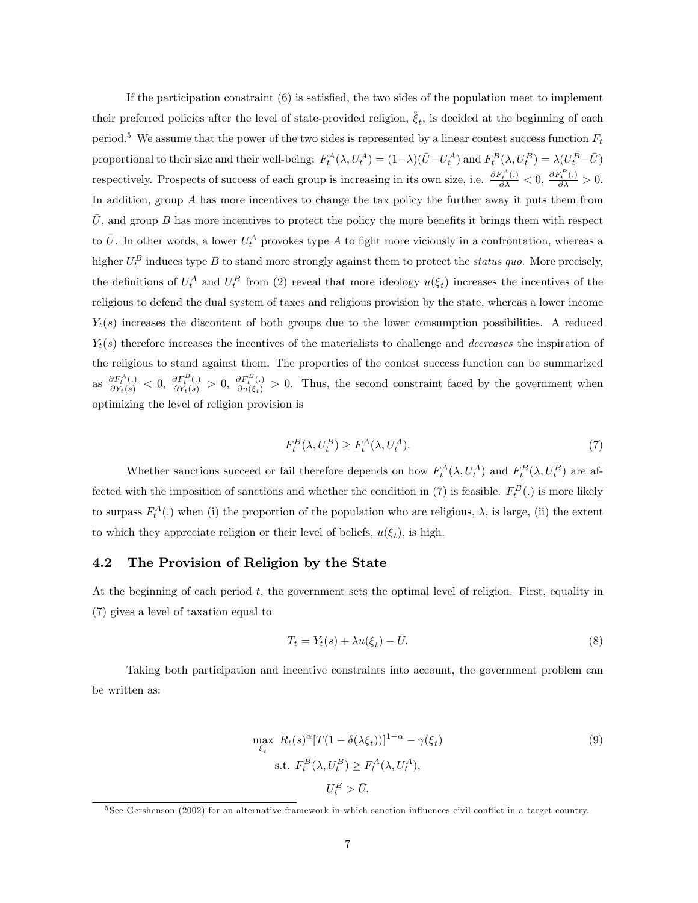If the participation constraint (6) is satisfied, the two sides of the population meet to implement their preferred policies after the level of state-provided religion, $\hat{\xi}_t$, is decided at the beginning of each period.[5] We assume that the power of the two sides is represented by a linear contest success function $F_t$ proportional to their size and their well-being: $F_t^A(\lambda, U_t^A) = (1-\lambda)(\bar{U} - U_t^A)$ and $F_t^B(\lambda, U_t^B) = \lambda(U_t^B - \bar{U})$ respectively. Prospects of success of each group is increasing in its own size, i.e. $\frac{\partial F_t^A(.)}{\partial \lambda} < 0$, $\frac{\partial F_t^B(.)}{\partial \lambda} > 0$. In addition, group $A$ has more incentives to change the tax policy the further away it puts them from $\bar{U}$, and group $B$ has more incentives to protect the policy the more benefits it brings them with respect to $\bar{U}$. In other words, a lower $U_t^A$ provokes type $A$ to fight more viciously in a confrontation, whereas a higher $U_t^B$ induces type $B$ to stand more strongly against them to protect the *status quo*. More precisely, the definitions of $U_t^A$ and $U_t^B$ from (2) reveal that more ideology $u(\xi_t)$ increases the incentives of the religious to defend the dual system of taxes and religious provision by the state, whereas a lower income $Y_t(s)$ increases the discontent of both groups due to the lower consumption possibilities. A reduced $Y_t(s)$ therefore increases the incentives of the materialists to challenge and *decreases* the inspiration of the religious to stand against them. The properties of the contest success function can be summarized as $\frac{\partial F_t^A(.)}{\partial Y_t(s)} < 0$, $\frac{\partial F_t^B(.)}{\partial Y_t(s)} > 0$, $\frac{\partial F_t^B(.)}{\partial u(\xi_t)} > 0$. Thus, the second constraint faced by the government when optimizing the level of religion provision is

$$F_t^B(\lambda, U_t^B) \geq F_t^A(\lambda, U_t^A). \tag{7}$$

Whether sanctions succeed or fail therefore depends on how $F_t^A(\lambda, U_t^A)$ and $F_t^B(\lambda, U_t^B)$ are affected with the imposition of sanctions and whether the condition in (7) is feasible. $F_t^B(.)$ is more likely to surpass $F_t^A(.)$ when (i) the proportion of the population who are religious, $\lambda$, is large, (ii) the extent to which they appreciate religion or their level of beliefs, $u(\xi_t)$, is high.

## 4.2 The Provision of Religion by the State

At the beginning of each period $t$, the government sets the optimal level of religion. First, equality in (7) gives a level of taxation equal to

$$T_t = Y_t(s) + \lambda u(\xi_t) - \bar{U}. \tag{8}$$

Taking both participation and incentive constraints into account, the government problem can be written as:

$$\begin{aligned} \max_{\xi_t} \; & R_t(s)^{\alpha}[T(1-\delta(\lambda\xi_t))]^{1-\alpha} - \gamma(\xi_t) \\ \text{s.t. } & F_t^B(\lambda, U_t^B) \geq F_t^A(\lambda, U_t^A), \\ & U_t^B > \bar{U}. \end{aligned} \tag{9}$$

[5] See Gershenson (2002) for an alternative framework in which sanction influences civil conflict in a target country.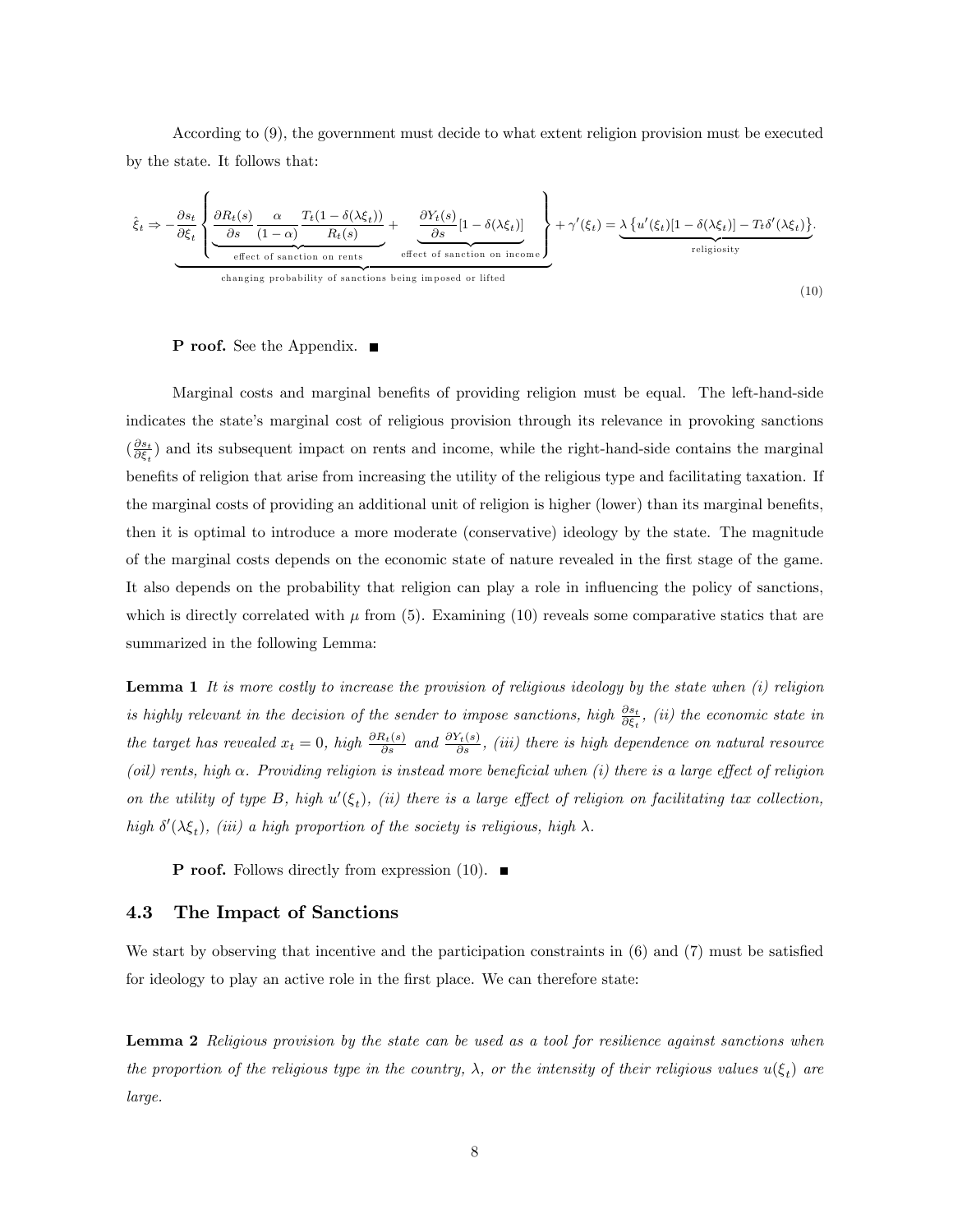According to (9), the government must decide to what extent religion provision must be executed by the state. It follows that:

$$\hat{\xi}_t \Rightarrow \underbrace{-\frac{\partial s_t}{\partial \xi_t}\left\{\underbrace{\frac{\partial R_t(s)}{\partial s}\frac{\alpha}{(1-\alpha)}\frac{T_t(1-\delta(\lambda\xi_t))}{R_t(s)}}_{\text{effect of sanction on rents}} + \underbrace{\frac{\partial Y_t(s)}{\partial s}[1-\delta(\lambda\xi_t)]}_{\text{effect of sanction on income}}\right\}}_{\text{changing probability of sanctions being imposed or lifted}} + \gamma'(\xi_t) = \underbrace{\lambda\left\{u'(\xi_t)[1-\delta(\lambda\xi_t)] - T_t\delta'(\lambda\xi_t)\right\}}_{\text{religiosity}}. \tag{10}$$

**P roof.** See the Appendix. ■

Marginal costs and marginal benefits of providing religion must be equal. The left-hand-side indicates the state's marginal cost of religious provision through its relevance in provoking sanctions ($\frac{\partial s_t}{\partial \xi_t}$) and its subsequent impact on rents and income, while the right-hand-side contains the marginal benefits of religion that arise from increasing the utility of the religious type and facilitating taxation. If the marginal costs of providing an additional unit of religion is higher (lower) than its marginal benefits, then it is optimal to introduce a more moderate (conservative) ideology by the state. The magnitude of the marginal costs depends on the economic state of nature revealed in the first stage of the game. It also depends on the probability that religion can play a role in influencing the policy of sanctions, which is directly correlated with $\mu$ from (5). Examining (10) reveals some comparative statics that are summarized in the following Lemma:

**Lemma 1** *It is more costly to increase the provision of religious ideology by the state when (i) religion is highly relevant in the decision of the sender to impose sanctions, high* $\frac{\partial s_t}{\partial \xi_t}$*, (ii) the economic state in the target has revealed* $x_t = 0$*, high* $\frac{\partial R_t(s)}{\partial s}$ *and* $\frac{\partial Y_t(s)}{\partial s}$*, (iii) there is high dependence on natural resource (oil) rents, high* $\alpha$*. Providing religion is instead more beneficial when (i) there is a large effect of religion on the utility of type B, high* $u'(\xi_t)$*, (ii) there is a large effect of religion on facilitating tax collection, high* $\delta'(\lambda\xi_t)$*, (iii) a high proportion of the society is religious, high* $\lambda$*.*

**P roof.** Follows directly from expression (10). ■

### 4.3 The Impact of Sanctions

We start by observing that incentive and the participation constraints in (6) and (7) must be satisfied for ideology to play an active role in the first place. We can therefore state:

**Lemma 2** *Religious provision by the state can be used as a tool for resilience against sanctions when the proportion of the religious type in the country,* $\lambda$*, or the intensity of their religious values* $u(\xi_t)$ *are large.*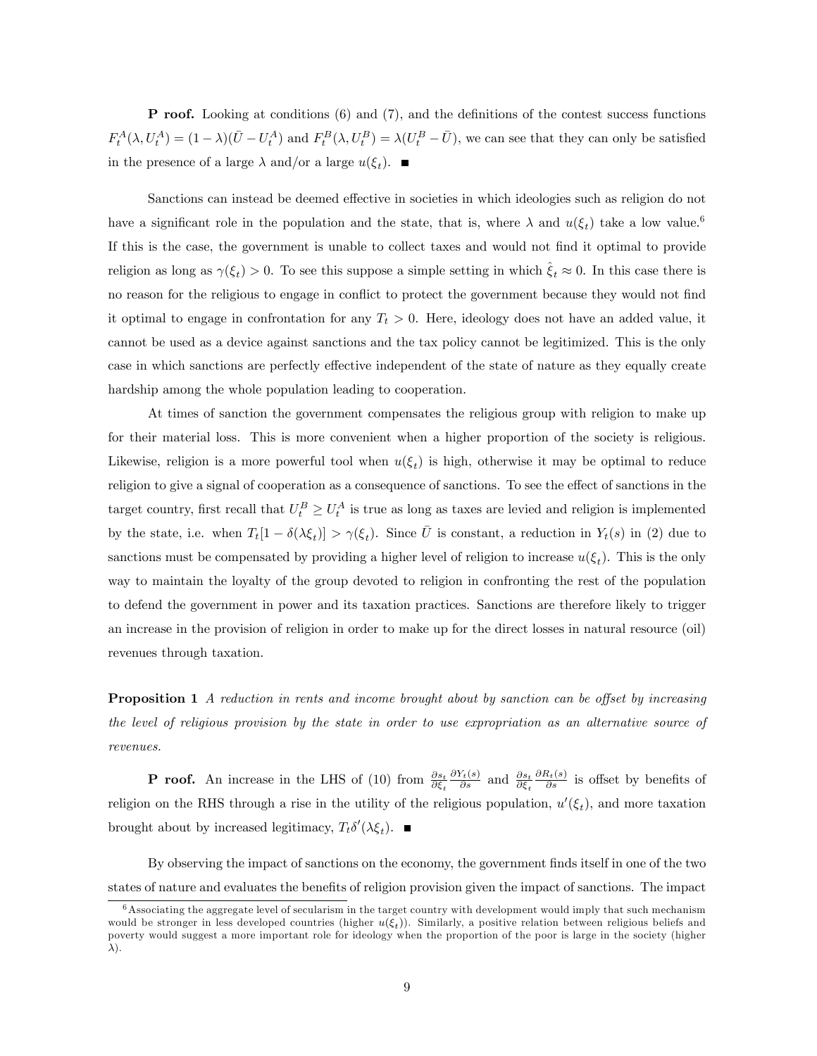**P roof.** Looking at conditions (6) and (7), and the definitions of the contest success functions $F_t^A(\lambda, U_t^A) = (1-\lambda)(\bar{U} - U_t^A)$ and $F_t^B(\lambda, U_t^B) = \lambda(U_t^B - \bar{U})$, we can see that they can only be satisfied in the presence of a large $\lambda$ and/or a large $u(\xi_t)$. ■

Sanctions can instead be deemed effective in societies in which ideologies such as religion do not have a significant role in the population and the state, that is, where $\lambda$ and $u(\xi_t)$ take a low value.[6] If this is the case, the government is unable to collect taxes and would not find it optimal to provide religion as long as $\gamma(\xi_t) > 0$. To see this suppose a simple setting in which $\hat{\xi}_t \approx 0$. In this case there is no reason for the religious to engage in conflict to protect the government because they would not find it optimal to engage in confrontation for any $T_t > 0$. Here, ideology does not have an added value, it cannot be used as a device against sanctions and the tax policy cannot be legitimized. This is the only case in which sanctions are perfectly effective independent of the state of nature as they equally create hardship among the whole population leading to cooperation.

At times of sanction the government compensates the religious group with religion to make up for their material loss. This is more convenient when a higher proportion of the society is religious. Likewise, religion is a more powerful tool when $u(\xi_t)$ is high, otherwise it may be optimal to reduce religion to give a signal of cooperation as a consequence of sanctions. To see the effect of sanctions in the target country, first recall that $U_t^B \geq U_t^A$ is true as long as taxes are levied and religion is implemented by the state, i.e. when $T_t[1 - \delta(\lambda\xi_t)] > \gamma(\xi_t)$. Since $\bar{U}$ is constant, a reduction in $Y_t(s)$ in (2) due to sanctions must be compensated by providing a higher level of religion to increase $u(\xi_t)$. This is the only way to maintain the loyalty of the group devoted to religion in confronting the rest of the population to defend the government in power and its taxation practices. Sanctions are therefore likely to trigger an increase in the provision of religion in order to make up for the direct losses in natural resource (oil) revenues through taxation.

**Proposition 1** *A reduction in rents and income brought about by sanction can be offset by increasing the level of religious provision by the state in order to use expropriation as an alternative source of revenues.*

**P roof.** An increase in the LHS of (10) from $\frac{\partial s_t}{\partial \xi_t}\frac{\partial Y_t(s)}{\partial s}$ and $\frac{\partial s_t}{\partial \xi_t}\frac{\partial R_t(s)}{\partial s}$ is offset by benefits of religion on the RHS through a rise in the utility of the religious population, $u'(\xi_t)$, and more taxation brought about by increased legitimacy, $T_t\delta'(\lambda\xi_t)$. ■

By observing the impact of sanctions on the economy, the government finds itself in one of the two states of nature and evaluates the benefits of religion provision given the impact of sanctions. The impact

[6] Associating the aggregate level of secularism in the target country with development would imply that such mechanism would be stronger in less developed countries (higher $u(\xi_t)$). Similarly, a positive relation between religious beliefs and poverty would suggest a more important role for ideology when the proportion of the poor is large in the society (higher $\lambda$).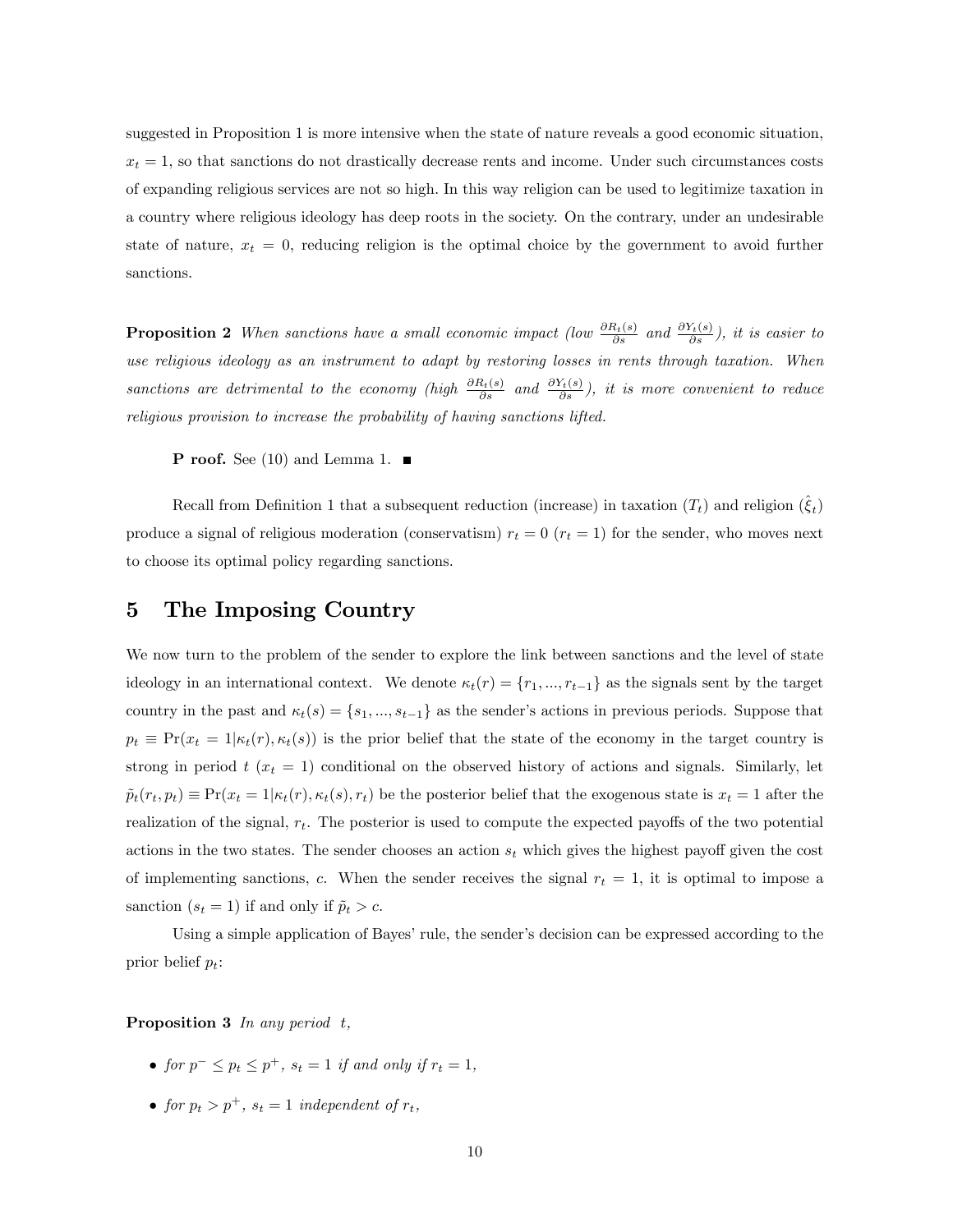suggested in Proposition 1 is more intensive when the state of nature reveals a good economic situation, $x_t = 1$, so that sanctions do not drastically decrease rents and income. Under such circumstances costs of expanding religious services are not so high. In this way religion can be used to legitimize taxation in a country where religious ideology has deep roots in the society. On the contrary, under an undesirable state of nature, $x_t = 0$, reducing religion is the optimal choice by the government to avoid further sanctions.

**Proposition 2** *When sanctions have a small economic impact (low $\frac{\partial R_t(s)}{\partial s}$ and $\frac{\partial Y_t(s)}{\partial s}$), it is easier to use religious ideology as an instrument to adapt by restoring losses in rents through taxation. When sanctions are detrimental to the economy (high $\frac{\partial R_t(s)}{\partial s}$ and $\frac{\partial Y_t(s)}{\partial s}$), it is more convenient to reduce religious provision to increase the probability of having sanctions lifted.*

**P roof.** See (10) and Lemma 1. ■

Recall from Definition 1 that a subsequent reduction (increase) in taxation ($T_t$) and religion ($\hat{\xi}_t$) produce a signal of religious moderation (conservatism) $r_t = 0$ ($r_t = 1$) for the sender, who moves next to choose its optimal policy regarding sanctions.

## 5 The Imposing Country

We now turn to the problem of the sender to explore the link between sanctions and the level of state ideology in an international context. We denote $\kappa_t(r) = \{r_1, ..., r_{t-1}\}$ as the signals sent by the target country in the past and $\kappa_t(s) = \{s_1, ..., s_{t-1}\}$ as the sender's actions in previous periods. Suppose that $p_t \equiv \Pr(x_t = 1|\kappa_t(r), \kappa_t(s))$ is the prior belief that the state of the economy in the target country is strong in period $t$ ($x_t = 1$) conditional on the observed history of actions and signals. Similarly, let $\tilde{p}_t(r_t, p_t) \equiv \Pr(x_t = 1|\kappa_t(r), \kappa_t(s), r_t)$ be the posterior belief that the exogenous state is $x_t = 1$ after the realization of the signal, $r_t$. The posterior is used to compute the expected payoffs of the two potential actions in the two states. The sender chooses an action $s_t$ which gives the highest payoff given the cost of implementing sanctions, $c$. When the sender receives the signal $r_t = 1$, it is optimal to impose a sanction ($s_t = 1$) if and only if $\tilde{p}_t > c$.

Using a simple application of Bayes' rule, the sender's decision can be expressed according to the prior belief $p_t$:

**Proposition 3** *In any period $t$,*

- *for $p^- \leq p_t \leq p^+$, $s_t = 1$ if and only if $r_t = 1$,*
- *for $p_t > p^+$, $s_t = 1$ independent of $r_t$,*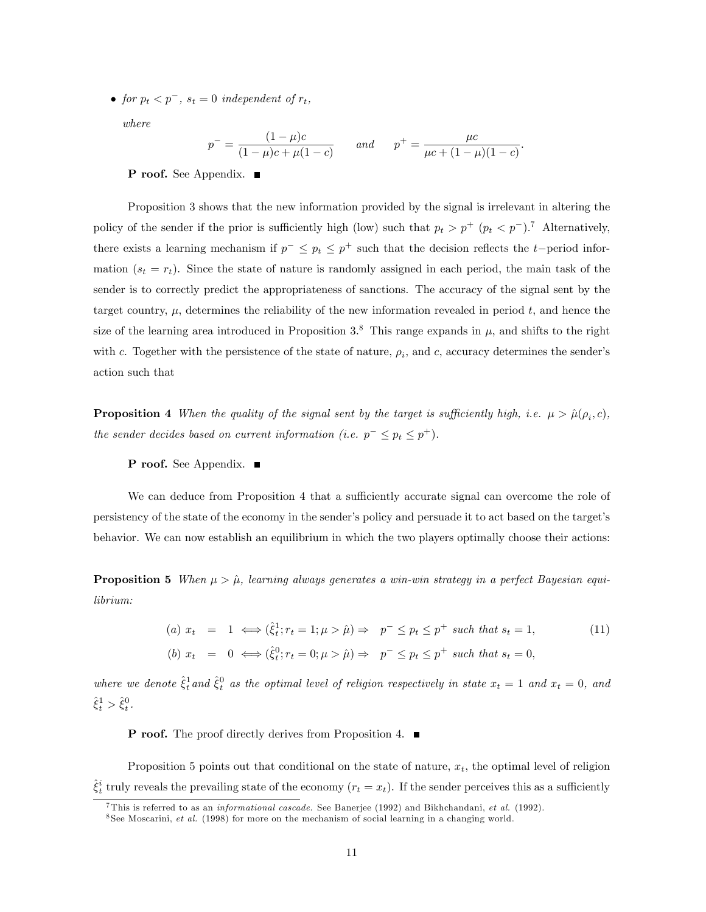- *for $p_t < p^-$, $s_t = 0$ independent of $r_t$,*

  *where*

$$p^- = \frac{(1-\mu)c}{(1-\mu)c + \mu(1-c)} \qquad \textit{and} \qquad p^+ = \frac{\mu c}{\mu c + (1-\mu)(1-c)}.$$

**P roof.** See Appendix. ■

Proposition 3 shows that the new information provided by the signal is irrelevant in altering the policy of the sender if the prior is sufficiently high (low) such that $p_t > p^+$ ($p_t < p^-$).[7] Alternatively, there exists a learning mechanism if $p^- \leq p_t \leq p^+$ such that the decision reflects the $t-$period information ($s_t = r_t$). Since the state of nature is randomly assigned in each period, the main task of the sender is to correctly predict the appropriateness of sanctions. The accuracy of the signal sent by the target country, $\mu$, determines the reliability of the new information revealed in period $t$, and hence the size of the learning area introduced in Proposition 3.[8] This range expands in $\mu$, and shifts to the right with $c$. Together with the persistence of the state of nature, $\rho_i$, and $c$, accuracy determines the sender's action such that

**Proposition 4** *When the quality of the signal sent by the target is sufficiently high, i.e. $\mu > \hat{\mu}(\rho_i, c)$, the sender decides based on current information (i.e. $p^- \leq p_t \leq p^+$).*

**P roof.** See Appendix. ■

We can deduce from Proposition 4 that a sufficiently accurate signal can overcome the role of persistency of the state of the economy in the sender's policy and persuade it to act based on the target's behavior. We can now establish an equilibrium in which the two players optimally choose their actions:

**Proposition 5** *When $\mu > \hat{\mu}$, learning always generates a win-win strategy in a perfect Bayesian equilibrium:*

$$\begin{aligned}
(a)\ x_t &= 1 \iff (\hat{\xi}_t^1; r_t = 1; \mu > \hat{\mu}) \Rightarrow \quad p^- \leq p_t \leq p^+ \text{ such that } s_t = 1, \\
(b)\ x_t &= 0 \iff (\hat{\xi}_t^0; r_t = 0; \mu > \hat{\mu}) \Rightarrow \quad p^- \leq p_t \leq p^+ \text{ such that } s_t = 0,
\end{aligned} \tag{11}$$

*where we denote $\hat{\xi}_t^1$ and $\hat{\xi}_t^0$ as the optimal level of religion respectively in state $x_t = 1$ and $x_t = 0$, and $\hat{\xi}_t^1 > \hat{\xi}_t^0$.*

**P roof.** The proof directly derives from Proposition 4. ■

Proposition 5 points out that conditional on the state of nature, $x_t$, the optimal level of religion $\hat{\xi}_t^i$ truly reveals the prevailing state of the economy ($r_t = x_t$). If the sender perceives this as a sufficiently

---

[7] This is referred to as an *informational cascade.* See Banerjee (1992) and Bikhchandani, *et al.* (1992).

[8] See Moscarini, *et al.* (1998) for more on the mechanism of social learning in a changing world.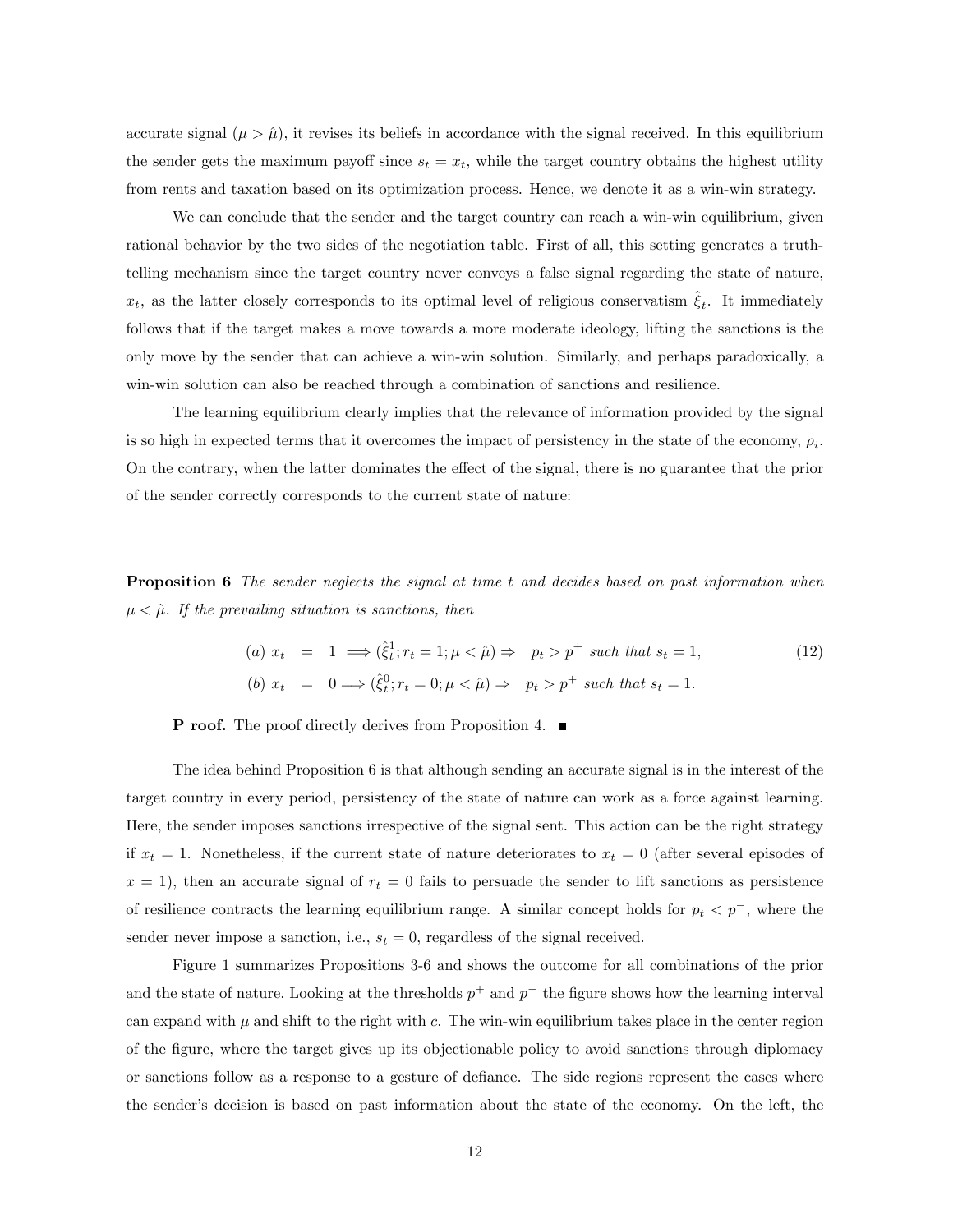accurate signal ($\mu > \hat{\mu}$), it revises its beliefs in accordance with the signal received. In this equilibrium the sender gets the maximum payoff since $s_t = x_t$, while the target country obtains the highest utility from rents and taxation based on its optimization process. Hence, we denote it as a win-win strategy.

We can conclude that the sender and the target country can reach a win-win equilibrium, given rational behavior by the two sides of the negotiation table. First of all, this setting generates a truth-telling mechanism since the target country never conveys a false signal regarding the state of nature, $x_t$, as the latter closely corresponds to its optimal level of religious conservatism $\hat{\xi}_t$. It immediately follows that if the target makes a move towards a more moderate ideology, lifting the sanctions is the only move by the sender that can achieve a win-win solution. Similarly, and perhaps paradoxically, a win-win solution can also be reached through a combination of sanctions and resilience.

The learning equilibrium clearly implies that the relevance of information provided by the signal is so high in expected terms that it overcomes the impact of persistency in the state of the economy, $\rho_i$. On the contrary, when the latter dominates the effect of the signal, there is no guarantee that the prior of the sender correctly corresponds to the current state of nature:

**Proposition 6** *The sender neglects the signal at time $t$ and decides based on past information when $\mu < \hat{\mu}$. If the prevailing situation is sanctions, then*

$$
\begin{aligned}
(a)\ x_t &= 1 \implies (\hat{\xi}_t^1; r_t = 1; \mu < \hat{\mu}) \Rightarrow \quad p_t > p^+ \text{ such that } s_t = 1, \\
(b)\ x_t &= 0 \implies (\hat{\xi}_t^0; r_t = 0; \mu < \hat{\mu}) \Rightarrow \quad p_t > p^+ \text{ such that } s_t = 1.
\end{aligned}
\tag{12}
$$

**P roof.** The proof directly derives from Proposition 4. ■

The idea behind Proposition 6 is that although sending an accurate signal is in the interest of the target country in every period, persistency of the state of nature can work as a force against learning. Here, the sender imposes sanctions irrespective of the signal sent. This action can be the right strategy if $x_t = 1$. Nonetheless, if the current state of nature deteriorates to $x_t = 0$ (after several episodes of $x = 1$), then an accurate signal of $r_t = 0$ fails to persuade the sender to lift sanctions as persistence of resilience contracts the learning equilibrium range. A similar concept holds for $p_t < p^-$, where the sender never impose a sanction, i.e., $s_t = 0$, regardless of the signal received.

Figure 1 summarizes Propositions 3-6 and shows the outcome for all combinations of the prior and the state of nature. Looking at the thresholds $p^+$ and $p^-$ the figure shows how the learning interval can expand with $\mu$ and shift to the right with $c$. The win-win equilibrium takes place in the center region of the figure, where the target gives up its objectionable policy to avoid sanctions through diplomacy or sanctions follow as a response to a gesture of defiance. The side regions represent the cases where the sender's decision is based on past information about the state of the economy. On the left, the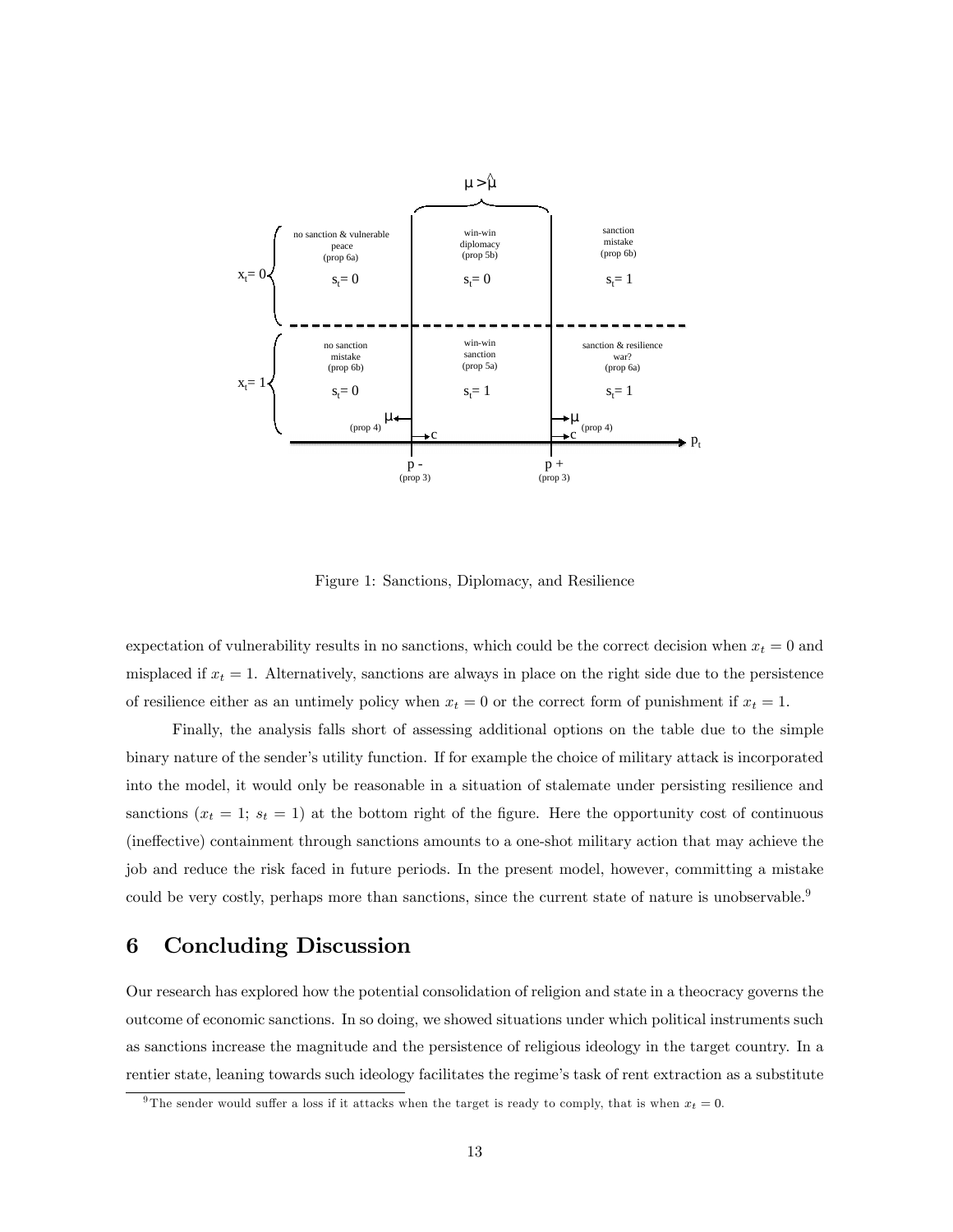Figure 1: Sanctions, Diplomacy, and Resilience

expectation of vulnerability results in no sanctions, which could be the correct decision when $x_t = 0$ and misplaced if $x_t = 1$. Alternatively, sanctions are always in place on the right side due to the persistence of resilience either as an untimely policy when $x_t = 0$ or the correct form of punishment if $x_t = 1$.

Finally, the analysis falls short of assessing additional options on the table due to the simple binary nature of the sender's utility function. If for example the choice of military attack is incorporated into the model, it would only be reasonable in a situation of stalemate under persisting resilience and sanctions ($x_t = 1$; $s_t = 1$) at the bottom right of the figure. Here the opportunity cost of continuous (ineffective) containment through sanctions amounts to a one-shot military action that may achieve the job and reduce the risk faced in future periods. In the present model, however, committing a mistake could be very costly, perhaps more than sanctions, since the current state of nature is unobservable.[9]

## 6 Concluding Discussion

Our research has explored how the potential consolidation of religion and state in a theocracy governs the outcome of economic sanctions. In so doing, we showed situations under which political instruments such as sanctions increase the magnitude and the persistence of religious ideology in the target country. In a rentier state, leaning towards such ideology facilitates the regime's task of rent extraction as a substitute

[9] The sender would suffer a loss if it attacks when the target is ready to comply, that is when $x_t = 0$.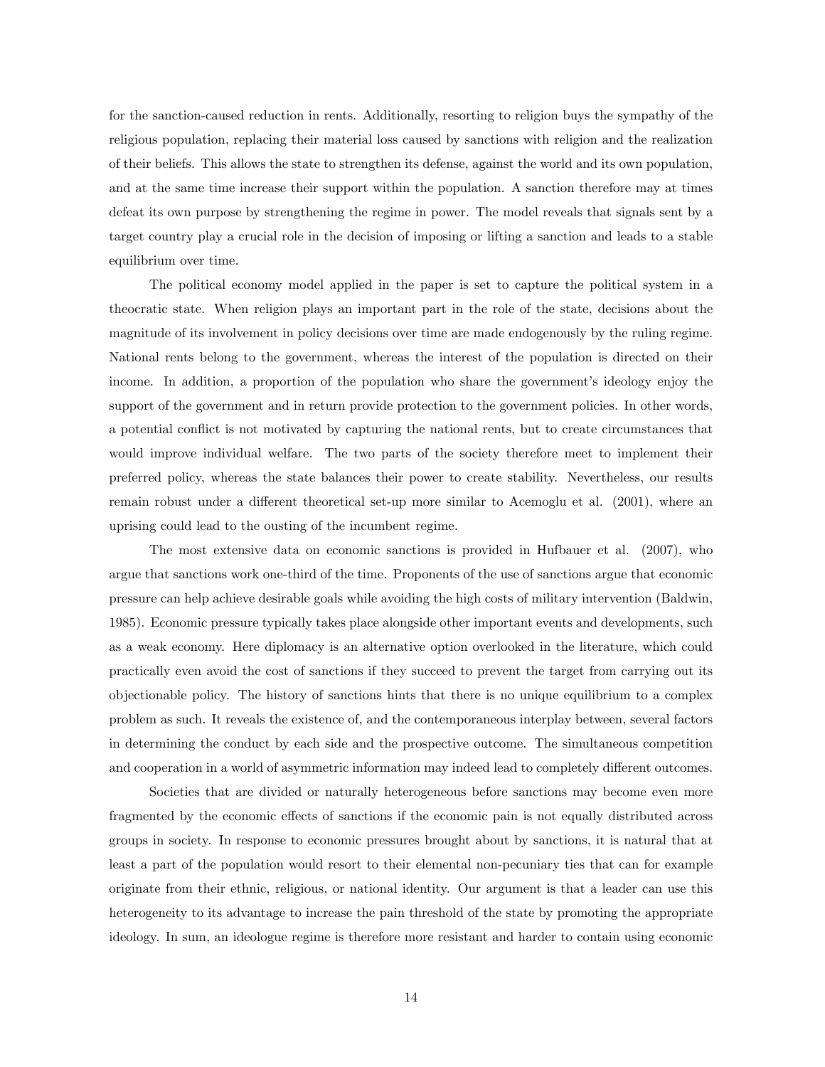for the sanction-caused reduction in rents. Additionally, resorting to religion buys the sympathy of the religious population, replacing their material loss caused by sanctions with religion and the realization of their beliefs. This allows the state to strengthen its defense, against the world and its own population, and at the same time increase their support within the population. A sanction therefore may at times defeat its own purpose by strengthening the regime in power. The model reveals that signals sent by a target country play a crucial role in the decision of imposing or lifting a sanction and leads to a stable equilibrium over time.

The political economy model applied in the paper is set to capture the political system in a theocratic state. When religion plays an important part in the role of the state, decisions about the magnitude of its involvement in policy decisions over time are made endogenously by the ruling regime. National rents belong to the government, whereas the interest of the population is directed on their income. In addition, a proportion of the population who share the government's ideology enjoy the support of the government and in return provide protection to the government policies. In other words, a potential conflict is not motivated by capturing the national rents, but to create circumstances that would improve individual welfare. The two parts of the society therefore meet to implement their preferred policy, whereas the state balances their power to create stability. Nevertheless, our results remain robust under a different theoretical set-up more similar to Acemoglu et al. (2001), where an uprising could lead to the ousting of the incumbent regime.

The most extensive data on economic sanctions is provided in Hufbauer et al. (2007), who argue that sanctions work one-third of the time. Proponents of the use of sanctions argue that economic pressure can help achieve desirable goals while avoiding the high costs of military intervention (Baldwin, 1985). Economic pressure typically takes place alongside other important events and developments, such as a weak economy. Here diplomacy is an alternative option overlooked in the literature, which could practically even avoid the cost of sanctions if they succeed to prevent the target from carrying out its objectionable policy. The history of sanctions hints that there is no unique equilibrium to a complex problem as such. It reveals the existence of, and the contemporaneous interplay between, several factors in determining the conduct by each side and the prospective outcome. The simultaneous competition and cooperation in a world of asymmetric information may indeed lead to completely different outcomes.

Societies that are divided or naturally heterogeneous before sanctions may become even more fragmented by the economic effects of sanctions if the economic pain is not equally distributed across groups in society. In response to economic pressures brought about by sanctions, it is natural that at least a part of the population would resort to their elemental non-pecuniary ties that can for example originate from their ethnic, religious, or national identity. Our argument is that a leader can use this heterogeneity to its advantage to increase the pain threshold of the state by promoting the appropriate ideology. In sum, an ideologue regime is therefore more resistant and harder to contain using economic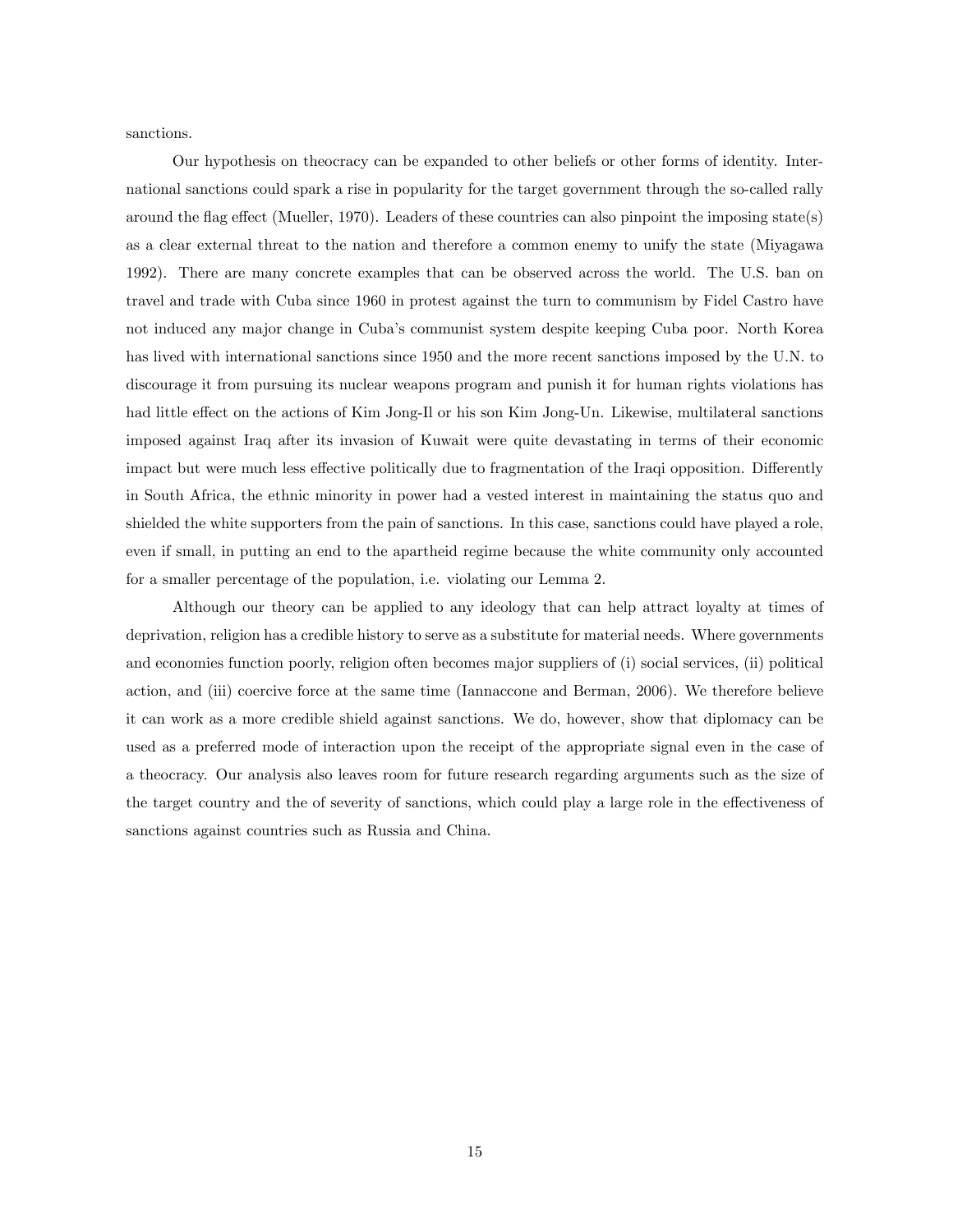sanctions.

Our hypothesis on theocracy can be expanded to other beliefs or other forms of identity. International sanctions could spark a rise in popularity for the target government through the so-called rally around the flag effect (Mueller, 1970). Leaders of these countries can also pinpoint the imposing state(s) as a clear external threat to the nation and therefore a common enemy to unify the state (Miyagawa 1992). There are many concrete examples that can be observed across the world. The U.S. ban on travel and trade with Cuba since 1960 in protest against the turn to communism by Fidel Castro have not induced any major change in Cuba's communist system despite keeping Cuba poor. North Korea has lived with international sanctions since 1950 and the more recent sanctions imposed by the U.N. to discourage it from pursuing its nuclear weapons program and punish it for human rights violations has had little effect on the actions of Kim Jong-Il or his son Kim Jong-Un. Likewise, multilateral sanctions imposed against Iraq after its invasion of Kuwait were quite devastating in terms of their economic impact but were much less effective politically due to fragmentation of the Iraqi opposition. Differently in South Africa, the ethnic minority in power had a vested interest in maintaining the status quo and shielded the white supporters from the pain of sanctions. In this case, sanctions could have played a role, even if small, in putting an end to the apartheid regime because the white community only accounted for a smaller percentage of the population, i.e. violating our Lemma 2.

Although our theory can be applied to any ideology that can help attract loyalty at times of deprivation, religion has a credible history to serve as a substitute for material needs. Where governments and economies function poorly, religion often becomes major suppliers of (i) social services, (ii) political action, and (iii) coercive force at the same time (Iannaccone and Berman, 2006). We therefore believe it can work as a more credible shield against sanctions. We do, however, show that diplomacy can be used as a preferred mode of interaction upon the receipt of the appropriate signal even in the case of a theocracy. Our analysis also leaves room for future research regarding arguments such as the size of the target country and the of severity of sanctions, which could play a large role in the effectiveness of sanctions against countries such as Russia and China.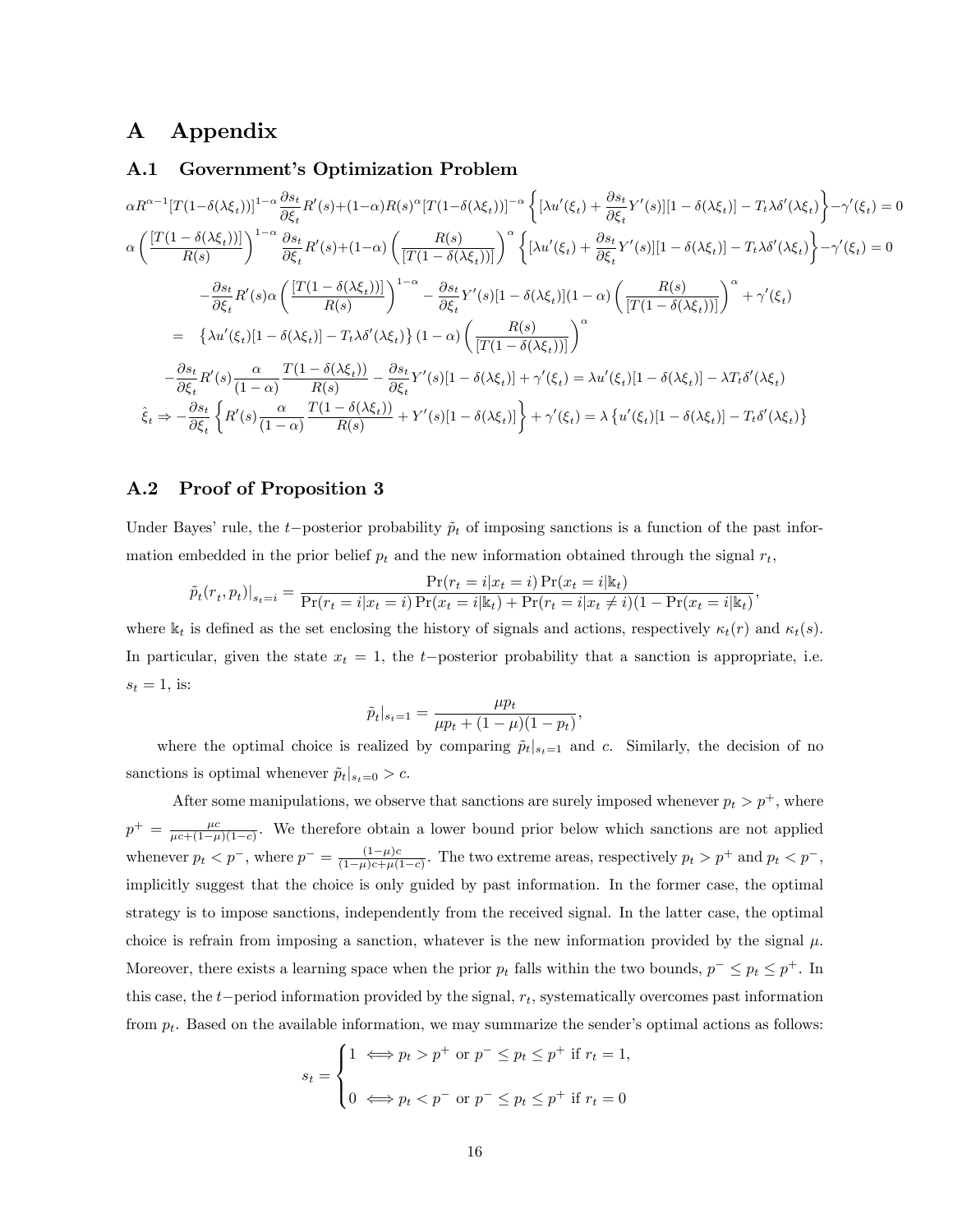# A Appendix

## A.1 Government's Optimization Problem

$$\alpha R^{\alpha-1}[T(1-\delta(\lambda\xi_t))]^{1-\alpha}\frac{\partial s_t}{\partial \xi_t}R'(s)+(1-\alpha)R(s)^{\alpha}[T(1-\delta(\lambda\xi_t))]^{-\alpha}\left\{[\lambda u'(\xi_t)+\frac{\partial s_t}{\partial \xi_t}Y'(s)][1-\delta(\lambda\xi_t)]-T_t\lambda\delta'(\lambda\xi_t)\right\}-\gamma'(\xi_t)=0$$

$$\alpha\left(\frac{[T(1-\delta(\lambda\xi_t))]}{R(s)}\right)^{1-\alpha}\frac{\partial s_t}{\partial \xi_t}R'(s)+(1-\alpha)\left(\frac{R(s)}{[T(1-\delta(\lambda\xi_t))]}\right)^{\alpha}\left\{[\lambda u'(\xi_t)+\frac{\partial s_t}{\partial \xi_t}Y'(s)][1-\delta(\lambda\xi_t)]-T_t\lambda\delta'(\lambda\xi_t)\right\}-\gamma'(\xi_t)=0$$

$$-\frac{\partial s_t}{\partial \xi_t}R'(s)\alpha\left(\frac{[T(1-\delta(\lambda\xi_t))]}{R(s)}\right)^{1-\alpha}-\frac{\partial s_t}{\partial \xi_t}Y'(s)[1-\delta(\lambda\xi_t)](1-\alpha)\left(\frac{R(s)}{[T(1-\delta(\lambda\xi_t))]}\right)^{\alpha}+\gamma'(\xi_t)$$

$$=\left\{\lambda u'(\xi_t)[1-\delta(\lambda\xi_t)]-T_t\lambda\delta'(\lambda\xi_t)\right\}(1-\alpha)\left(\frac{R(s)}{[T(1-\delta(\lambda\xi_t))]}\right)^{\alpha}$$

$$-\frac{\partial s_t}{\partial \xi_t}R'(s)\frac{\alpha}{(1-\alpha)}\frac{T(1-\delta(\lambda\xi_t))}{R(s)}-\frac{\partial s_t}{\partial \xi_t}Y'(s)[1-\delta(\lambda\xi_t)]+\gamma'(\xi_t)=\lambda u'(\xi_t)[1-\delta(\lambda\xi_t)]-\lambda T_t\delta'(\lambda\xi_t)$$

$$\hat{\xi}_t \Rightarrow -\frac{\partial s_t}{\partial \xi_t}\left\{R'(s)\frac{\alpha}{(1-\alpha)}\frac{T(1-\delta(\lambda\xi_t))}{R(s)}+Y'(s)[1-\delta(\lambda\xi_t)]\right\}+\gamma'(\xi_t)=\lambda\left\{u'(\xi_t)[1-\delta(\lambda\xi_t)]-T_t\delta'(\lambda\xi_t)\right\}$$

## A.2 Proof of Proposition 3

Under Bayes' rule, the $t-$posterior probability $\tilde{p}_t$ of imposing sanctions is a function of the past information embedded in the prior belief $p_t$ and the new information obtained through the signal $r_t$,

$$\tilde{p}_t(r_t,p_t)|_{s_t=i}=\frac{\Pr(r_t=i|x_t=i)\Pr(x_t=i|\mathbb{k}_t)}{\Pr(r_t=i|x_t=i)\Pr(x_t=i|\mathbb{k}_t)+\Pr(r_t=i|x_t\neq i)(1-\Pr(x_t=i|\mathbb{k}_t)},$$

where $\mathbb{k}_t$ is defined as the set enclosing the history of signals and actions, respectively $\kappa_t(r)$ and $\kappa_t(s)$. In particular, given the state $x_t=1$, the $t-$posterior probability that a sanction is appropriate, i.e. $s_t=1$, is:

$$\tilde{p}_t|_{s_t=1}=\frac{\mu p_t}{\mu p_t+(1-\mu)(1-p_t)},$$

where the optimal choice is realized by comparing $\tilde{p}_t|_{s_t=1}$ and $c$. Similarly, the decision of no sanctions is optimal whenever $\tilde{p}_t|_{s_t=0}>c$.

After some manipulations, we observe that sanctions are surely imposed whenever $p_t>p^+$, where $p^+=\frac{\mu c}{\mu c+(1-\mu)(1-c)}$. We therefore obtain a lower bound prior below which sanctions are not applied whenever $p_t<p^-$, where $p^-=\frac{(1-\mu)c}{(1-\mu)c+\mu(1-c)}$. The two extreme areas, respectively $p_t>p^+$ and $p_t<p^-$, implicitly suggest that the choice is only guided by past information. In the former case, the optimal strategy is to impose sanctions, independently from the received signal. In the latter case, the optimal choice is refrain from imposing a sanction, whatever is the new information provided by the signal $\mu$. Moreover, there exists a learning space when the prior $p_t$ falls within the two bounds, $p^-\leq p_t\leq p^+$. In this case, the $t-$period information provided by the signal, $r_t$, systematically overcomes past information from $p_t$. Based on the available information, we may summarize the sender's optimal actions as follows:

$$s_t=\begin{cases}1 \iff p_t>p^+ \text{ or } p^-\leq p_t\leq p^+ \text{ if } r_t=1,\\[2ex] 0 \iff p_t<p^- \text{ or } p^-\leq p_t\leq p^+ \text{ if } r_t=0\end{cases}$$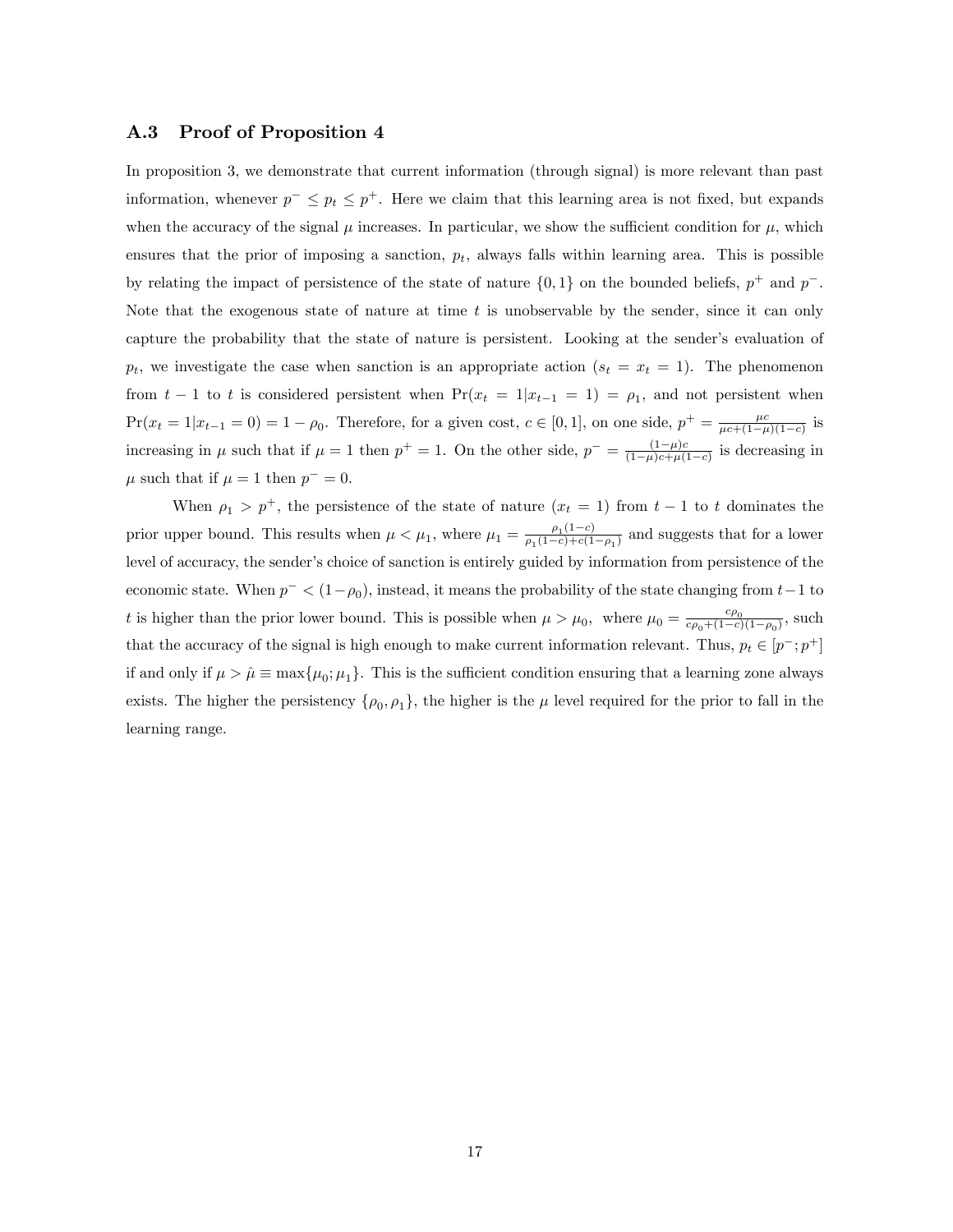### A.3 Proof of Proposition 4

In proposition 3, we demonstrate that current information (through signal) is more relevant than past information, whenever $p^- \leq p_t \leq p^+$. Here we claim that this learning area is not fixed, but expands when the accuracy of the signal $\mu$ increases. In particular, we show the sufficient condition for $\mu$, which ensures that the prior of imposing a sanction, $p_t$, always falls within learning area. This is possible by relating the impact of persistence of the state of nature $\{0, 1\}$ on the bounded beliefs, $p^+$ and $p^-$. Note that the exogenous state of nature at time $t$ is unobservable by the sender, since it can only capture the probability that the state of nature is persistent. Looking at the sender's evaluation of $p_t$, we investigate the case when sanction is an appropriate action ($s_t = x_t = 1$). The phenomenon from $t-1$ to $t$ is considered persistent when $\Pr(x_t = 1|x_{t-1} = 1) = \rho_1$, and not persistent when $\Pr(x_t = 1|x_{t-1} = 0) = 1 - \rho_0$. Therefore, for a given cost, $c \in [0, 1]$, on one side, $p^+ = \frac{\mu c}{\mu c + (1-\mu)(1-c)}$ is increasing in $\mu$ such that if $\mu = 1$ then $p^+ = 1$. On the other side, $p^- = \frac{(1-\mu)c}{(1-\mu)c + \mu(1-c)}$ is decreasing in $\mu$ such that if $\mu = 1$ then $p^- = 0$.

When $\rho_1 > p^+$, the persistence of the state of nature ($x_t = 1$) from $t-1$ to $t$ dominates the prior upper bound. This results when $\mu < \mu_1$, where $\mu_1 = \frac{\rho_1(1-c)}{\rho_1(1-c) + c(1-\rho_1)}$ and suggests that for a lower level of accuracy, the sender's choice of sanction is entirely guided by information from persistence of the economic state. When $p^- < (1-\rho_0)$, instead, it means the probability of the state changing from $t-1$ to $t$ is higher than the prior lower bound. This is possible when $\mu > \mu_0$, where $\mu_0 = \frac{c\rho_0}{c\rho_0 + (1-c)(1-\rho_0)}$, such that the accuracy of the signal is high enough to make current information relevant. Thus, $p_t \in [p^-; p^+]$ if and only if $\mu > \hat{\mu} \equiv \max\{\mu_0; \mu_1\}$. This is the sufficient condition ensuring that a learning zone always exists. The higher the persistency $\{\rho_0, \rho_1\}$, the higher is the $\mu$ level required for the prior to fall in the learning range.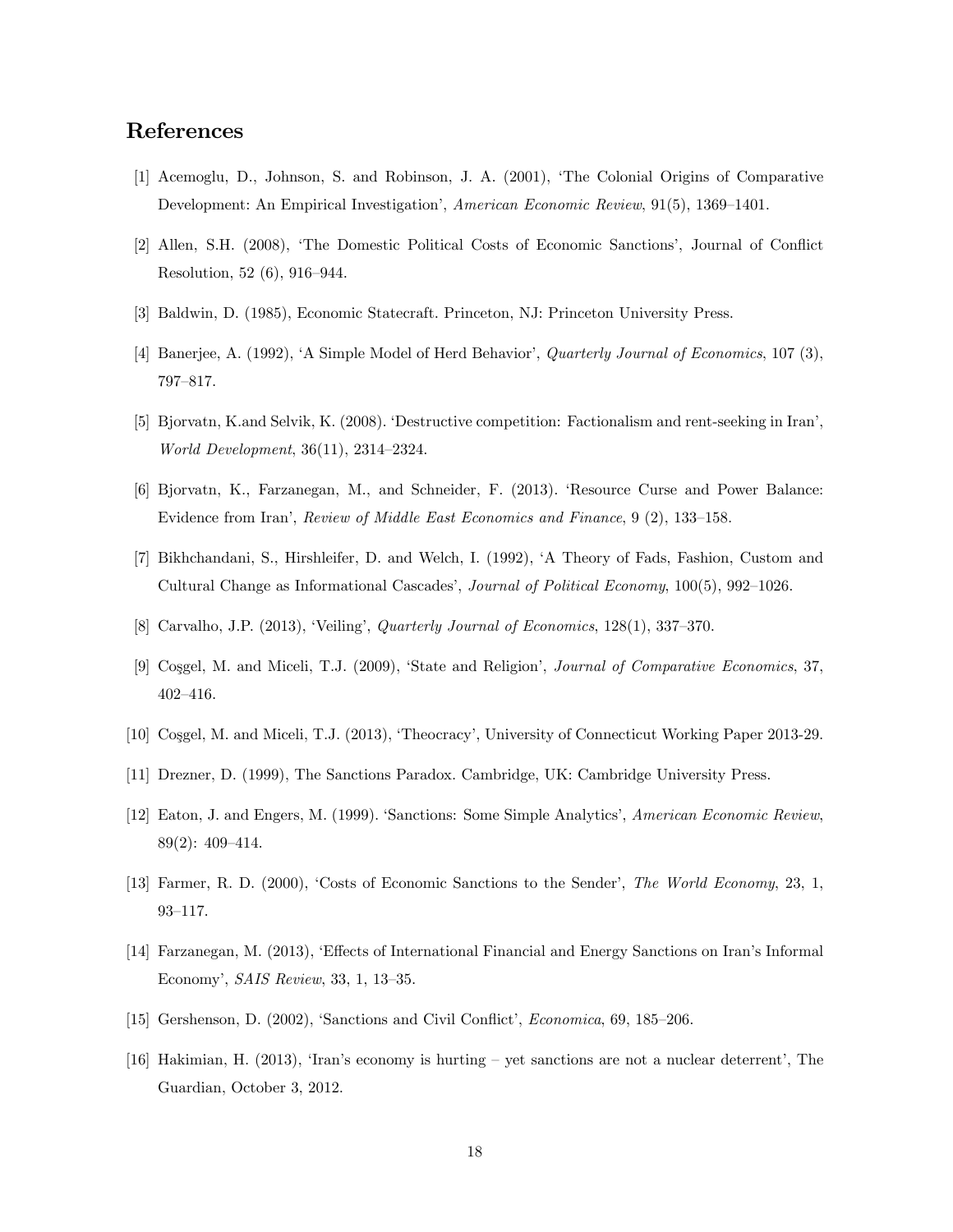# References

[1] Acemoglu, D., Johnson, S. and Robinson, J. A. (2001), 'The Colonial Origins of Comparative Development: An Empirical Investigation', *American Economic Review*, 91(5), 1369–1401.

[2] Allen, S.H. (2008), 'The Domestic Political Costs of Economic Sanctions', Journal of Conflict Resolution, 52 (6), 916–944.

[3] Baldwin, D. (1985), Economic Statecraft. Princeton, NJ: Princeton University Press.

[4] Banerjee, A. (1992), 'A Simple Model of Herd Behavior', *Quarterly Journal of Economics*, 107 (3), 797–817.

[5] Bjorvatn, K.and Selvik, K. (2008). 'Destructive competition: Factionalism and rent-seeking in Iran', *World Development*, 36(11), 2314–2324.

[6] Bjorvatn, K., Farzanegan, M., and Schneider, F. (2013). 'Resource Curse and Power Balance: Evidence from Iran', *Review of Middle East Economics and Finance*, 9 (2), 133–158.

[7] Bikhchandani, S., Hirshleifer, D. and Welch, I. (1992), 'A Theory of Fads, Fashion, Custom and Cultural Change as Informational Cascades', *Journal of Political Economy*, 100(5), 992–1026.

[8] Carvalho, J.P. (2013), 'Veiling', *Quarterly Journal of Economics*, 128(1), 337–370.

[9] Coşgel, M. and Miceli, T.J. (2009), 'State and Religion', *Journal of Comparative Economics*, 37, 402–416.

[10] Coşgel, M. and Miceli, T.J. (2013), 'Theocracy', University of Connecticut Working Paper 2013-29.

[11] Drezner, D. (1999), The Sanctions Paradox. Cambridge, UK: Cambridge University Press.

[12] Eaton, J. and Engers, M. (1999). 'Sanctions: Some Simple Analytics', *American Economic Review*, 89(2): 409–414.

[13] Farmer, R. D. (2000), 'Costs of Economic Sanctions to the Sender', *The World Economy*, 23, 1, 93–117.

[14] Farzanegan, M. (2013), 'Effects of International Financial and Energy Sanctions on Iran's Informal Economy', *SAIS Review*, 33, 1, 13–35.

[15] Gershenson, D. (2002), 'Sanctions and Civil Conflict', *Economica*, 69, 185–206.

[16] Hakimian, H. (2013), 'Iran's economy is hurting – yet sanctions are not a nuclear deterrent', The Guardian, October 3, 2012.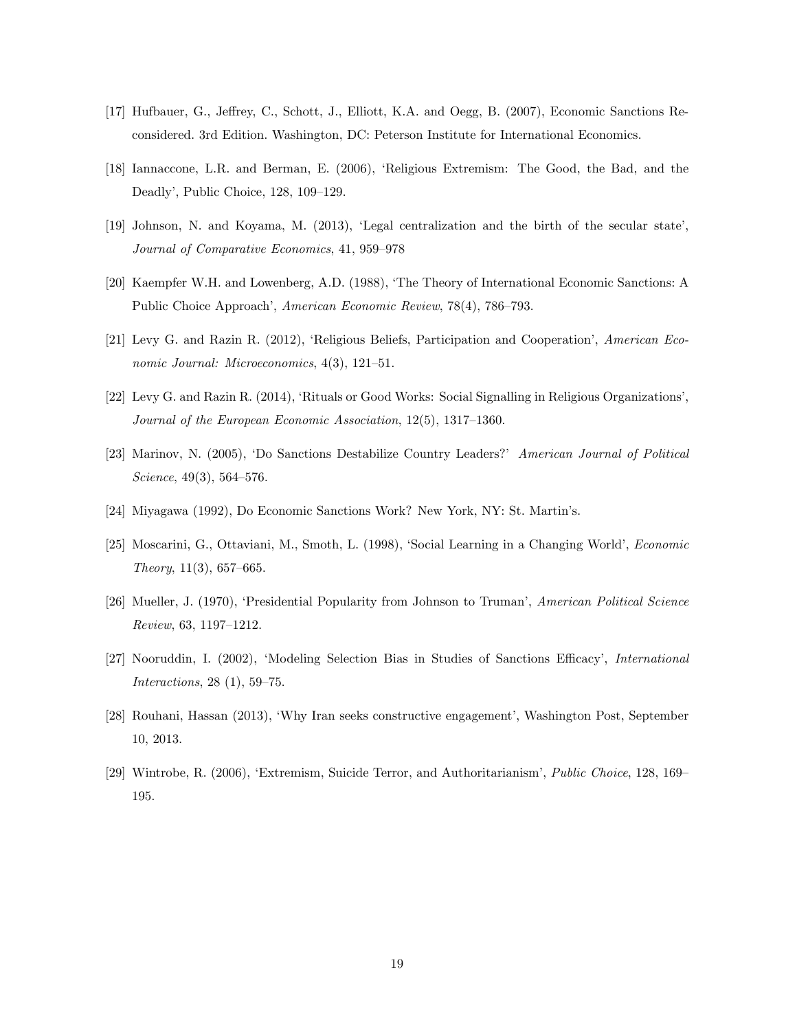[17] Hufbauer, G., Jeffrey, C., Schott, J., Elliott, K.A. and Oegg, B. (2007), Economic Sanctions Reconsidered. 3rd Edition. Washington, DC: Peterson Institute for International Economics.

[18] Iannaccone, L.R. and Berman, E. (2006), 'Religious Extremism: The Good, the Bad, and the Deadly', Public Choice, 128, 109–129.

[19] Johnson, N. and Koyama, M. (2013), 'Legal centralization and the birth of the secular state', *Journal of Comparative Economics*, 41, 959–978

[20] Kaempfer W.H. and Lowenberg, A.D. (1988), 'The Theory of International Economic Sanctions: A Public Choice Approach', *American Economic Review*, 78(4), 786–793.

[21] Levy G. and Razin R. (2012), 'Religious Beliefs, Participation and Cooperation', *American Economic Journal: Microeconomics*, 4(3), 121–51.

[22] Levy G. and Razin R. (2014), 'Rituals or Good Works: Social Signalling in Religious Organizations', *Journal of the European Economic Association*, 12(5), 1317–1360.

[23] Marinov, N. (2005), 'Do Sanctions Destabilize Country Leaders?' *American Journal of Political Science*, 49(3), 564–576.

[24] Miyagawa (1992), Do Economic Sanctions Work? New York, NY: St. Martin's.

[25] Moscarini, G., Ottaviani, M., Smoth, L. (1998), 'Social Learning in a Changing World', *Economic Theory*, 11(3), 657–665.

[26] Mueller, J. (1970), 'Presidential Popularity from Johnson to Truman', *American Political Science Review*, 63, 1197–1212.

[27] Nooruddin, I. (2002), 'Modeling Selection Bias in Studies of Sanctions Efficacy', *International Interactions*, 28 (1), 59–75.

[28] Rouhani, Hassan (2013), 'Why Iran seeks constructive engagement', Washington Post, September 10, 2013.

[29] Wintrobe, R. (2006), 'Extremism, Suicide Terror, and Authoritarianism', *Public Choice*, 128, 169–195.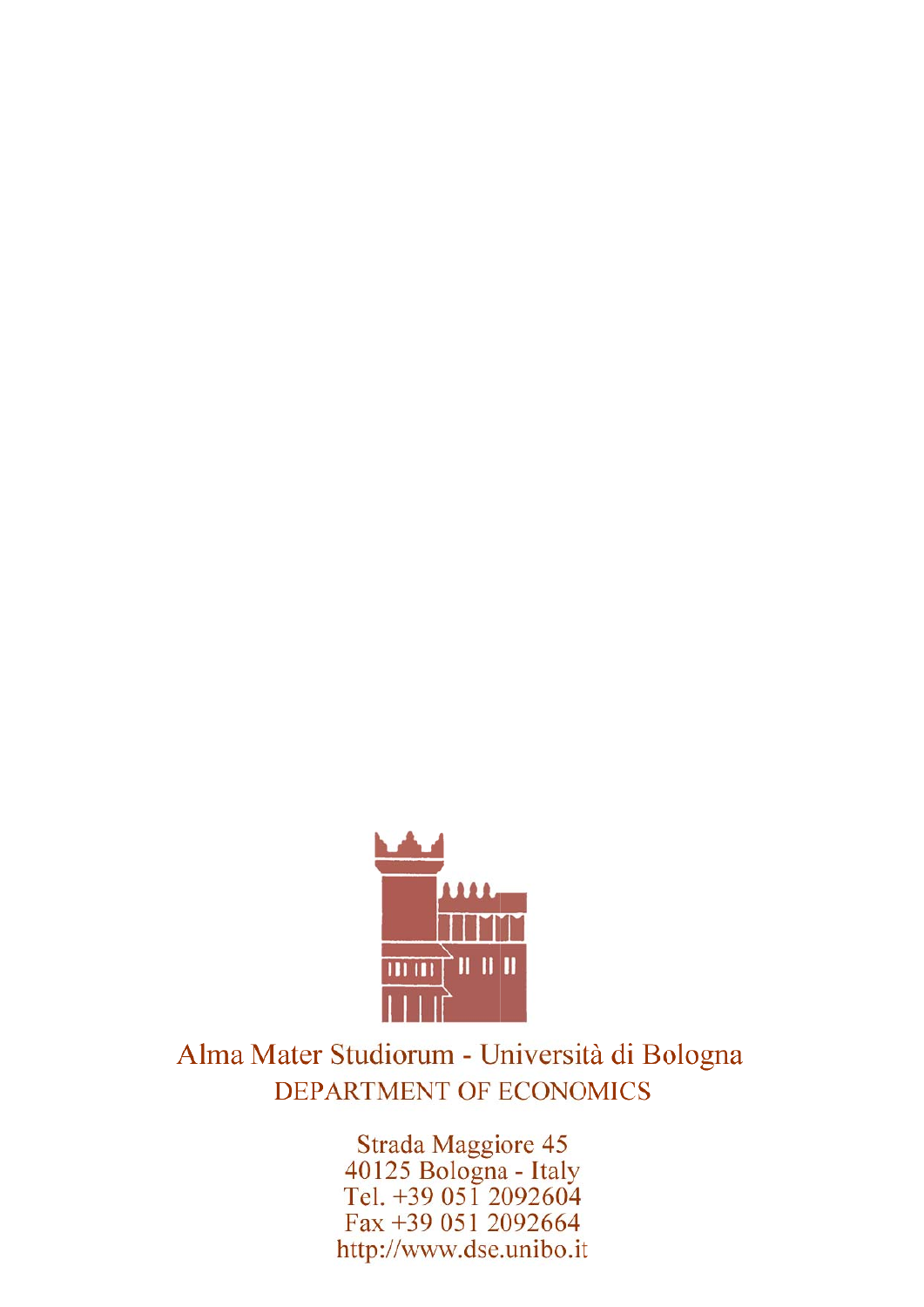Alma Mater Studiorum - Università di Bologna

DEPARTMENT OF ECONOMICS

Strada Maggiore 45
40125 Bologna - Italy
Tel. +39 051 2092604
Fax +39 051 2092664
http://www.dse.unibo.it